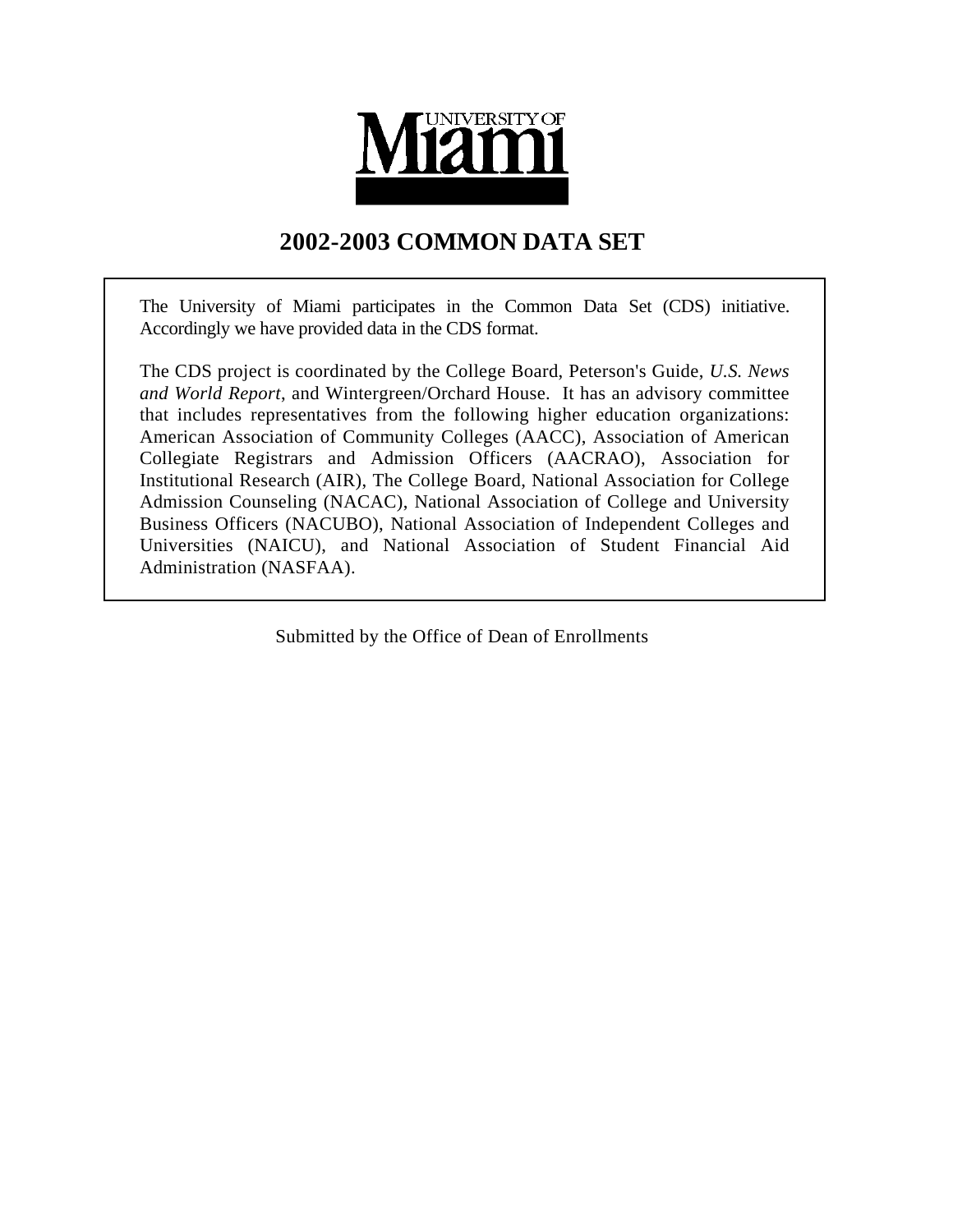UNIVERSITY OF Miami

# 2002-2003 COMMON DATA SET

The University of Miami participates in the Common Data Set (CDS) initiative. Accordingly we have provided data in the CDS format.

The CDS project is coordinated by the College Board, Peterson's Guide, *U.S. News and World Report*, and Wintergreen/Orchard House. It has an advisory committee that includes representatives from the following higher education organizations: American Association of Community Colleges (AACC), Association of American Collegiate Registrars and Admission Officers (AACRAO), Association for Institutional Research (AIR), The College Board, National Association for College Admission Counseling (NACAC), National Association of College and University Business Officers (NACUBO), National Association of Independent Colleges and Universities (NAICU), and National Association of Student Financial Aid Administration (NASFAA).

Submitted by the Office of Dean of Enrollments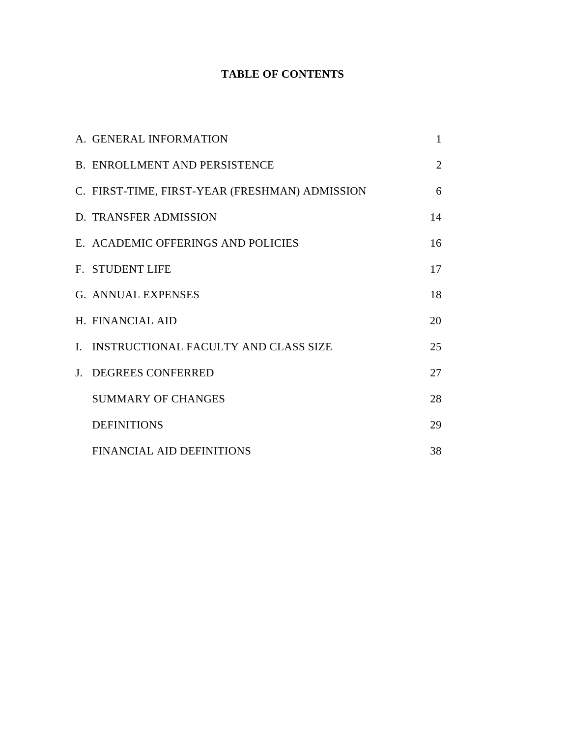# TABLE OF CONTENTS

| | | |
|---|---|---|
| A. | GENERAL INFORMATION | 1 |
| B. | ENROLLMENT AND PERSISTENCE | 2 |
| C. | FIRST-TIME, FIRST-YEAR (FRESHMAN) ADMISSION | 6 |
| D. | TRANSFER ADMISSION | 14 |
| E. | ACADEMIC OFFERINGS AND POLICIES | 16 |
| F. | STUDENT LIFE | 17 |
| G. | ANNUAL EXPENSES | 18 |
| H. | FINANCIAL AID | 20 |
| I. | INSTRUCTIONAL FACULTY AND CLASS SIZE | 25 |
| J. | DEGREES CONFERRED | 27 |
| | SUMMARY OF CHANGES | 28 |
| | DEFINITIONS | 29 |
| | FINANCIAL AID DEFINITIONS | 38 |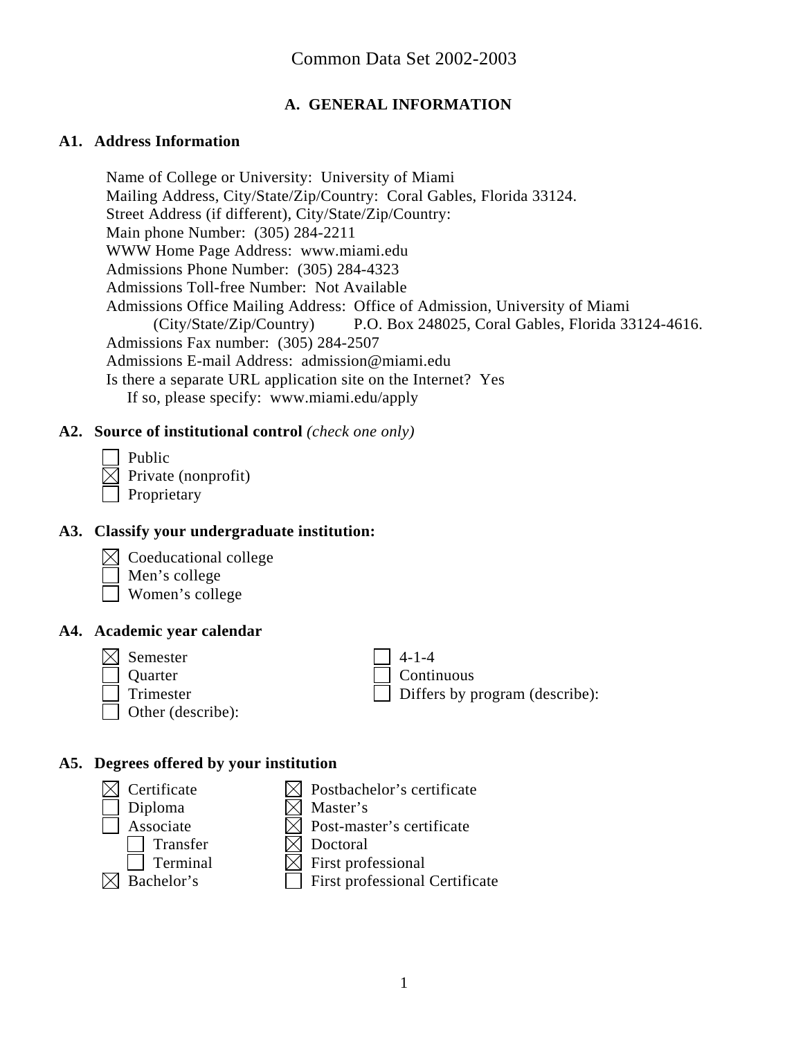# Common Data Set 2002-2003

## A. GENERAL INFORMATION

### A1. Address Information

Name of College or University: University of Miami
Mailing Address, City/State/Zip/Country: Coral Gables, Florida 33124.
Street Address (if different), City/State/Zip/Country:
Main phone Number: (305) 284-2211
WWW Home Page Address: www.miami.edu
Admissions Phone Number: (305) 284-4323
Admissions Toll-free Number: Not Available
Admissions Office Mailing Address: Office of Admission, University of Miami
(City/State/Zip/Country) P.O. Box 248025, Coral Gables, Florida 33124-4616.
Admissions Fax number: (305) 284-2507
Admissions E-mail Address: admission@miami.edu
Is there a separate URL application site on the Internet? Yes
If so, please specify: www.miami.edu/apply

### A2. Source of institutional control *(check one only)*

- [ ] Public
- [x] Private (nonprofit)
- [ ] Proprietary

### A3. Classify your undergraduate institution:

- [x] Coeducational college
- [ ] Men's college
- [ ] Women's college

### A4. Academic year calendar

- [x] Semester
- [ ] Quarter
- [ ] Trimester
- [ ] Other (describe):
- [ ] 4-1-4
- [ ] Continuous
- [ ] Differs by program (describe):

### A5. Degrees offered by your institution

- [x] Certificate
- [ ] Diploma
- [ ] Associate
  - [ ] Transfer
  - [ ] Terminal
- [x] Bachelor's
- [x] Postbachelor's certificate
- [x] Master's
- [x] Post-master's certificate
- [x] Doctoral
- [x] First professional
- [ ] First professional Certificate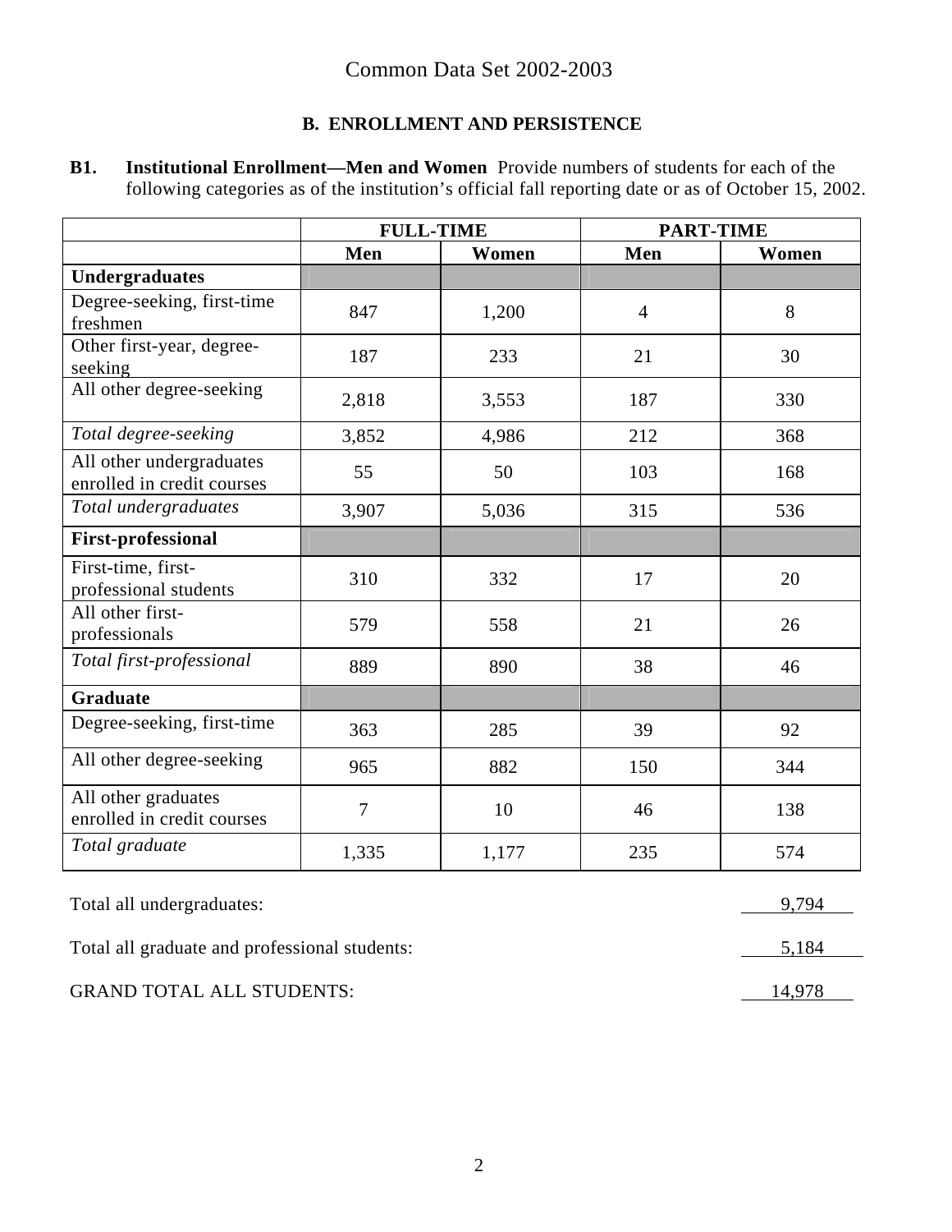Common Data Set 2002-2003

## B. ENROLLMENT AND PERSISTENCE

**B1. Institutional Enrollment—Men and Women** Provide numbers of students for each of the following categories as of the institution's official fall reporting date or as of October 15, 2002.

| | FULL-TIME | | PART-TIME | |
|---|---|---|---|---|
| | **Men** | **Women** | **Men** | **Women** |
| **Undergraduates** | | | | |
| Degree-seeking, first-time freshmen | 847 | 1,200 | 4 | 8 |
| Other first-year, degree-seeking | 187 | 233 | 21 | 30 |
| All other degree-seeking | 2,818 | 3,553 | 187 | 330 |
| *Total degree-seeking* | 3,852 | 4,986 | 212 | 368 |
| All other undergraduates enrolled in credit courses | 55 | 50 | 103 | 168 |
| *Total undergraduates* | 3,907 | 5,036 | 315 | 536 |
| **First-professional** | | | | |
| First-time, first-professional students | 310 | 332 | 17 | 20 |
| All other first-professionals | 579 | 558 | 21 | 26 |
| *Total first-professional* | 889 | 890 | 38 | 46 |
| **Graduate** | | | | |
| Degree-seeking, first-time | 363 | 285 | 39 | 92 |
| All other degree-seeking | 965 | 882 | 150 | 344 |
| All other graduates enrolled in credit courses | 7 | 10 | 46 | 138 |
| *Total graduate* | 1,335 | 1,177 | 235 | 574 |

Total all undergraduates: 9,794

Total all graduate and professional students: 5,184

GRAND TOTAL ALL STUDENTS: 14,978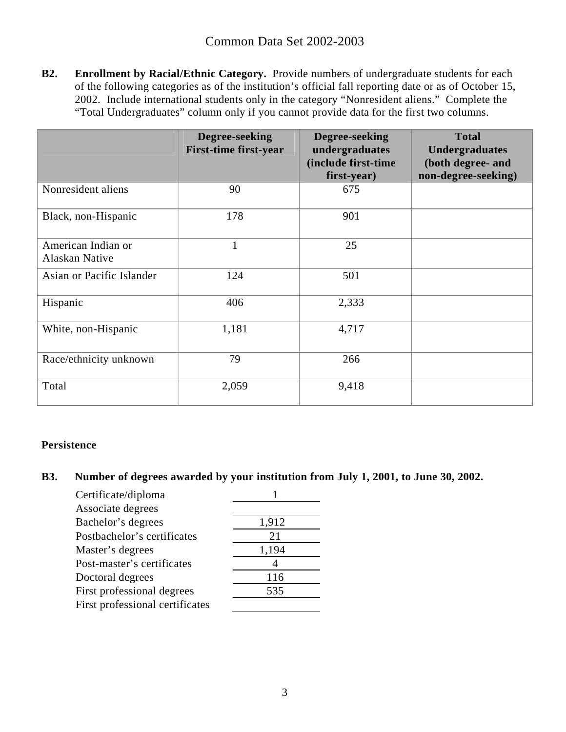Common Data Set 2002-2003

**B2.** **Enrollment by Racial/Ethnic Category.** Provide numbers of undergraduate students for each of the following categories as of the institution's official fall reporting date or as of October 15, 2002. Include international students only in the category "Nonresident aliens." Complete the "Total Undergraduates" column only if you cannot provide data for the first two columns.

| | Degree-seeking First-time first-year | Degree-seeking undergraduates (include first-time first-year) | Total Undergraduates (both degree- and non-degree-seeking) |
|---|---|---|---|
| Nonresident aliens | 90 | 675 | |
| Black, non-Hispanic | 178 | 901 | |
| American Indian or Alaskan Native | 1 | 25 | |
| Asian or Pacific Islander | 124 | 501 | |
| Hispanic | 406 | 2,333 | |
| White, non-Hispanic | 1,181 | 4,717 | |
| Race/ethnicity unknown | 79 | 266 | |
| Total | 2,059 | 9,418 | |

**Persistence**

**B3.** **Number of degrees awarded by your institution from July 1, 2001, to June 30, 2002.**

| | |
|---|---|
| Certificate/diploma | 1 |
| Associate degrees | |
| Bachelor's degrees | 1,912 |
| Postbachelor's certificates | 21 |
| Master's degrees | 1,194 |
| Post-master's certificates | 4 |
| Doctoral degrees | 116 |
| First professional degrees | 535 |
| First professional certificates | |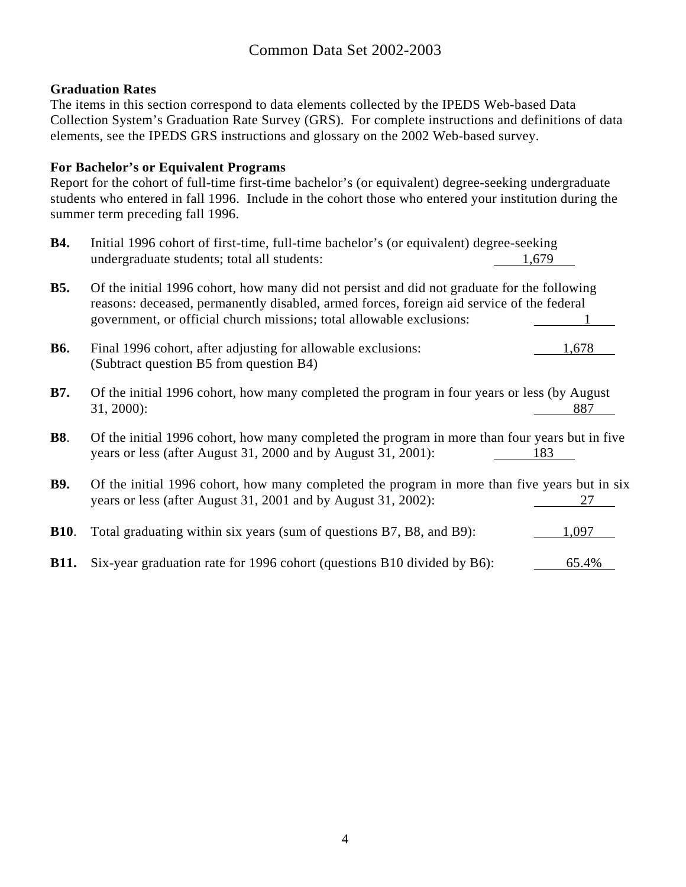# Common Data Set 2002-2003

**Graduation Rates**

The items in this section correspond to data elements collected by the IPEDS Web-based Data Collection System's Graduation Rate Survey (GRS). For complete instructions and definitions of data elements, see the IPEDS GRS instructions and glossary on the 2002 Web-based survey.

**For Bachelor's or Equivalent Programs**

Report for the cohort of full-time first-time bachelor's (or equivalent) degree-seeking undergraduate students who entered in fall 1996. Include in the cohort those who entered your institution during the summer term preceding fall 1996.

**B4.** Initial 1996 cohort of first-time, full-time bachelor's (or equivalent) degree-seeking undergraduate students; total all students: 1,679

**B5.** Of the initial 1996 cohort, how many did not persist and did not graduate for the following reasons: deceased, permanently disabled, armed forces, foreign aid service of the federal government, or official church missions; total allowable exclusions: 1

**B6.** Final 1996 cohort, after adjusting for allowable exclusions: (Subtract question B5 from question B4) 1,678

**B7.** Of the initial 1996 cohort, how many completed the program in four years or less (by August 31, 2000): 887

**B8**. Of the initial 1996 cohort, how many completed the program in more than four years but in five years or less (after August 31, 2000 and by August 31, 2001): 183

**B9.** Of the initial 1996 cohort, how many completed the program in more than five years but in six years or less (after August 31, 2001 and by August 31, 2002): 27

**B10**. Total graduating within six years (sum of questions B7, B8, and B9): 1,097

**B11.** Six-year graduation rate for 1996 cohort (questions B10 divided by B6): 65.4%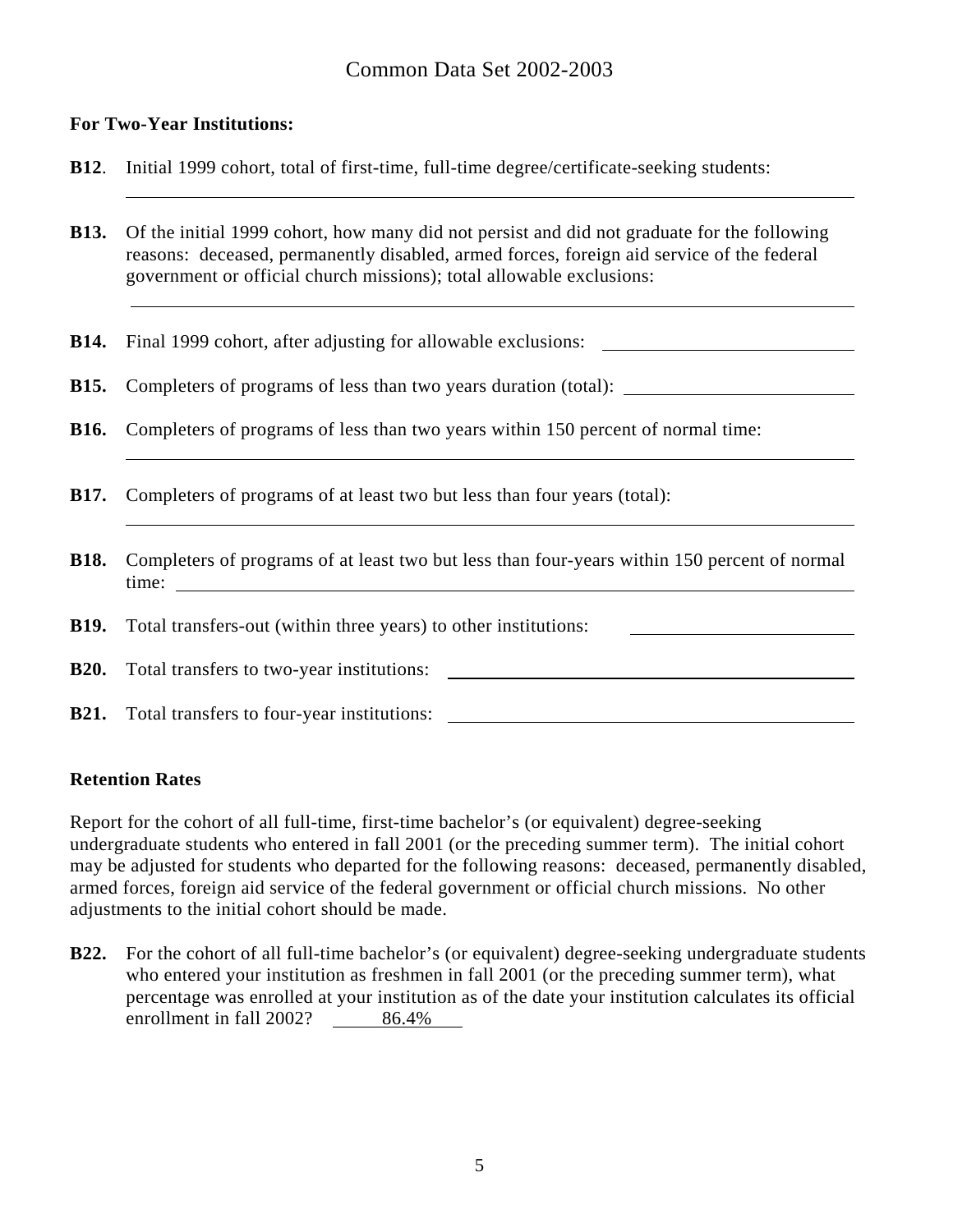# Common Data Set 2002-2003

**For Two-Year Institutions:**

**B12**. Initial 1999 cohort, total of first-time, full-time degree/certificate-seeking students: \_\_\_\_\_\_\_\_\_\_

**B13.** Of the initial 1999 cohort, how many did not persist and did not graduate for the following reasons: deceased, permanently disabled, armed forces, foreign aid service of the federal government or official church missions); total allowable exclusions: \_\_\_\_\_\_\_\_\_\_

**B14.** Final 1999 cohort, after adjusting for allowable exclusions: \_\_\_\_\_\_\_\_\_\_

**B15.** Completers of programs of less than two years duration (total): \_\_\_\_\_\_\_\_\_\_

**B16.** Completers of programs of less than two years within 150 percent of normal time: \_\_\_\_\_\_\_\_\_\_

**B17.** Completers of programs of at least two but less than four years (total): \_\_\_\_\_\_\_\_\_\_

**B18.** Completers of programs of at least two but less than four-years within 150 percent of normal time: \_\_\_\_\_\_\_\_\_\_

**B19.** Total transfers-out (within three years) to other institutions: \_\_\_\_\_\_\_\_\_\_

**B20.** Total transfers to two-year institutions: \_\_\_\_\_\_\_\_\_\_

**B21.** Total transfers to four-year institutions: \_\_\_\_\_\_\_\_\_\_

**Retention Rates**

Report for the cohort of all full-time, first-time bachelor's (or equivalent) degree-seeking undergraduate students who entered in fall 2001 (or the preceding summer term). The initial cohort may be adjusted for students who departed for the following reasons: deceased, permanently disabled, armed forces, foreign aid service of the federal government or official church missions. No other adjustments to the initial cohort should be made.

**B22.** For the cohort of all full-time bachelor's (or equivalent) degree-seeking undergraduate students who entered your institution as freshmen in fall 2001 (or the preceding summer term), what percentage was enrolled at your institution as of the date your institution calculates its official enrollment in fall 2002? 86.4%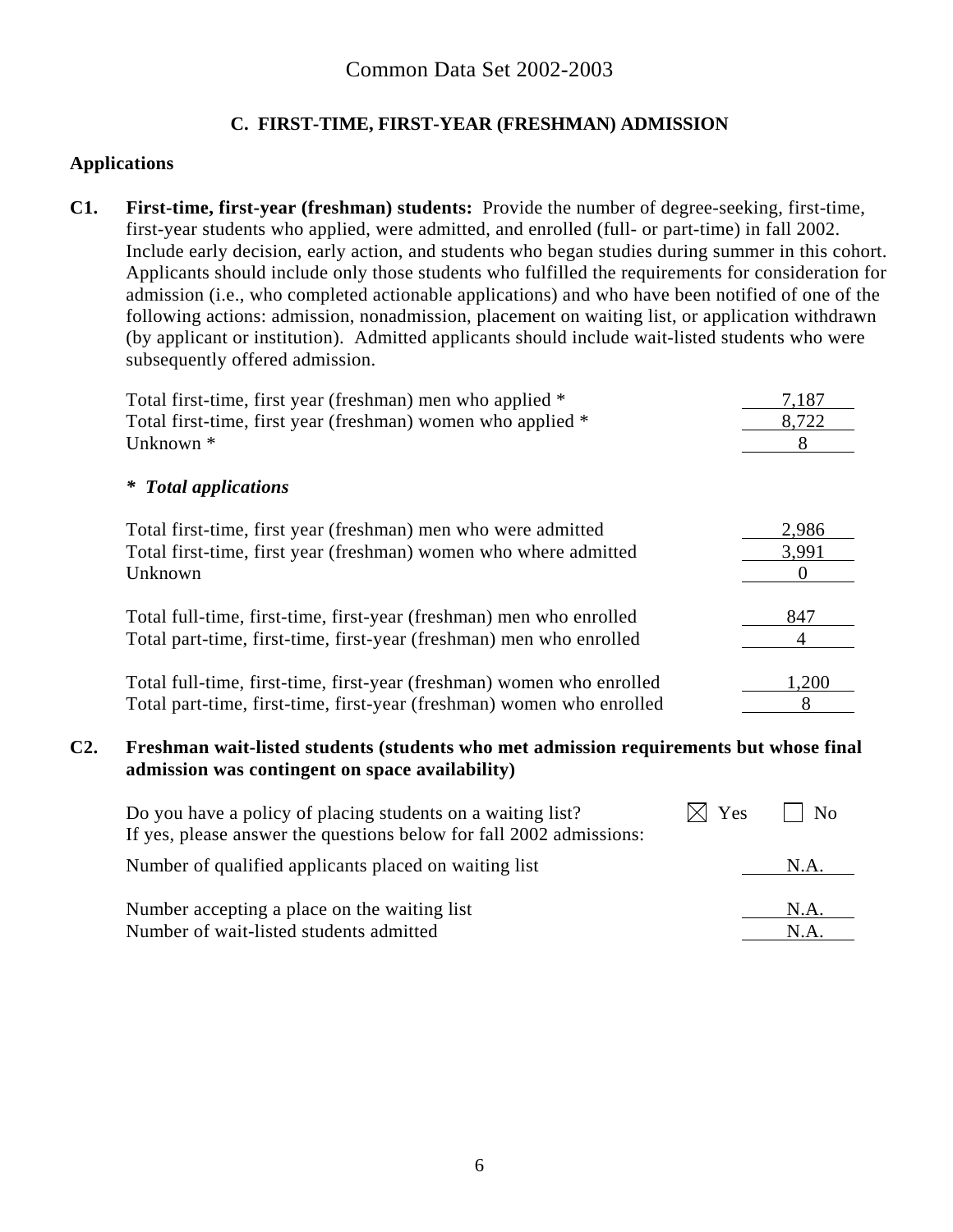# Common Data Set 2002-2003

## C. FIRST-TIME, FIRST-YEAR (FRESHMAN) ADMISSION

### Applications

**C1. First-time, first-year (freshman) students:** Provide the number of degree-seeking, first-time, first-year students who applied, were admitted, and enrolled (full- or part-time) in fall 2002. Include early decision, early action, and students who began studies during summer in this cohort. Applicants should include only those students who fulfilled the requirements for consideration for admission (i.e., who completed actionable applications) and who have been notified of one of the following actions: admission, nonadmission, placement on waiting list, or application withdrawn (by applicant or institution). Admitted applicants should include wait-listed students who were subsequently offered admission.

| | |
|---|---|
| Total first-time, first year (freshman) men who applied * | 7,187 |
| Total first-time, first year (freshman) women who applied * | 8,722 |
| Unknown * | 8 |

***  Total applications**

| | |
|---|---|
| Total first-time, first year (freshman) men who were admitted | 2,986 |
| Total first-time, first year (freshman) women who where admitted | 3,991 |
| Unknown | 0 |
| Total full-time, first-time, first-year (freshman) men who enrolled | 847 |
| Total part-time, first-time, first-year (freshman) men who enrolled | 4 |
| Total full-time, first-time, first-year (freshman) women who enrolled | 1,200 |
| Total part-time, first-time, first-year (freshman) women who enrolled | 8 |

**C2. Freshman wait-listed students (students who met admission requirements but whose final admission was contingent on space availability)**

Do you have a policy of placing students on a waiting list? ☒ Yes ☐ No
If yes, please answer the questions below for fall 2002 admissions:

| | |
|---|---|
| Number of qualified applicants placed on waiting list | N.A. |
| Number accepting a place on the waiting list | N.A. |
| Number of wait-listed students admitted | N.A. |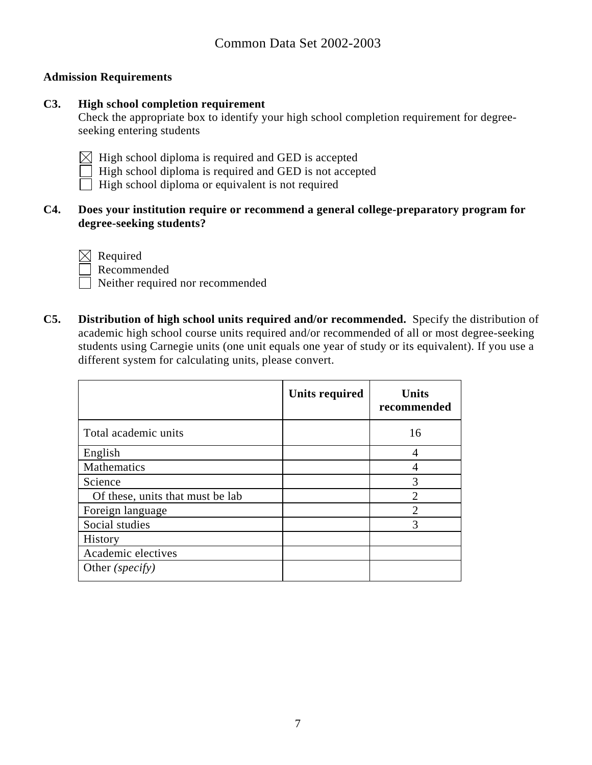# Common Data Set 2002-2003

**Admission Requirements**

**C3. High school completion requirement**
Check the appropriate box to identify your high school completion requirement for degree-seeking entering students

- [x] High school diploma is required and GED is accepted
- [ ] High school diploma is required and GED is not accepted
- [ ] High school diploma or equivalent is not required

**C4. Does your institution require or recommend a general college-preparatory program for degree-seeking students?**

- [x] Required
- [ ] Recommended
- [ ] Neither required nor recommended

**C5. Distribution of high school units required and/or recommended.** Specify the distribution of academic high school course units required and/or recommended of all or most degree-seeking students using Carnegie units (one unit equals one year of study or its equivalent). If you use a different system for calculating units, please convert.

| | Units required | Units recommended |
|---|---|---|
| Total academic units | | 16 |
| English | | 4 |
| Mathematics | | 4 |
| Science | | 3 |
| Of these, units that must be lab | | 2 |
| Foreign language | | 2 |
| Social studies | | 3 |
| History | | |
| Academic electives | | |
| Other *(specify)* | | |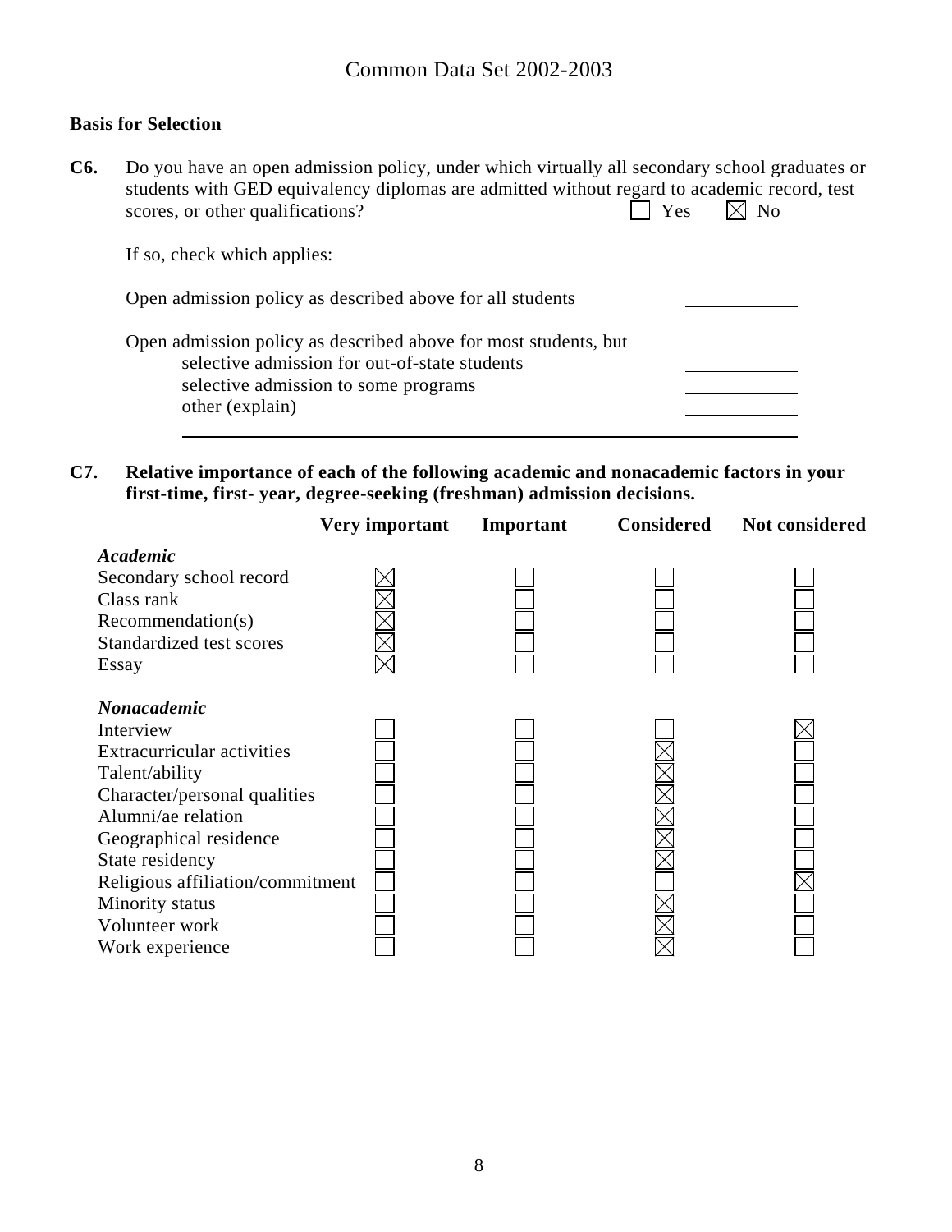## Basis for Selection

**C6.** Do you have an open admission policy, under which virtually all secondary school graduates or students with GED equivalency diplomas are admitted without regard to academic record, test scores, or other qualifications? ☐ Yes ☒ No

If so, check which applies:

Open admission policy as described above for all students ____________

Open admission policy as described above for most students, but
- selective admission for out-of-state students ____________
- selective admission to some programs ____________
- other (explain) ____________

______________________________________________________________

**C7. Relative importance of each of the following academic and nonacademic factors in your first-time, first- year, degree-seeking (freshman) admission decisions.**

| | Very important | Important | Considered | Not considered |
|---|---|---|---|---|
| ***Academic*** | | | | |
| Secondary school record | ☒ | ☐ | ☐ | ☐ |
| Class rank | ☒ | ☐ | ☐ | ☐ |
| Recommendation(s) | ☒ | ☐ | ☐ | ☐ |
| Standardized test scores | ☒ | ☐ | ☐ | ☐ |
| Essay | ☒ | ☐ | ☐ | ☐ |
| ***Nonacademic*** | | | | |
| Interview | ☐ | ☐ | ☐ | ☒ |
| Extracurricular activities | ☐ | ☐ | ☒ | ☐ |
| Talent/ability | ☐ | ☐ | ☒ | ☐ |
| Character/personal qualities | ☐ | ☐ | ☒ | ☐ |
| Alumni/ae relation | ☐ | ☐ | ☒ | ☐ |
| Geographical residence | ☐ | ☐ | ☒ | ☐ |
| State residency | ☐ | ☐ | ☒ | ☐ |
| Religious affiliation/commitment | ☐ | ☐ | ☐ | ☒ |
| Minority status | ☐ | ☐ | ☒ | ☐ |
| Volunteer work | ☐ | ☐ | ☒ | ☐ |
| Work experience | ☐ | ☐ | ☒ | ☐ |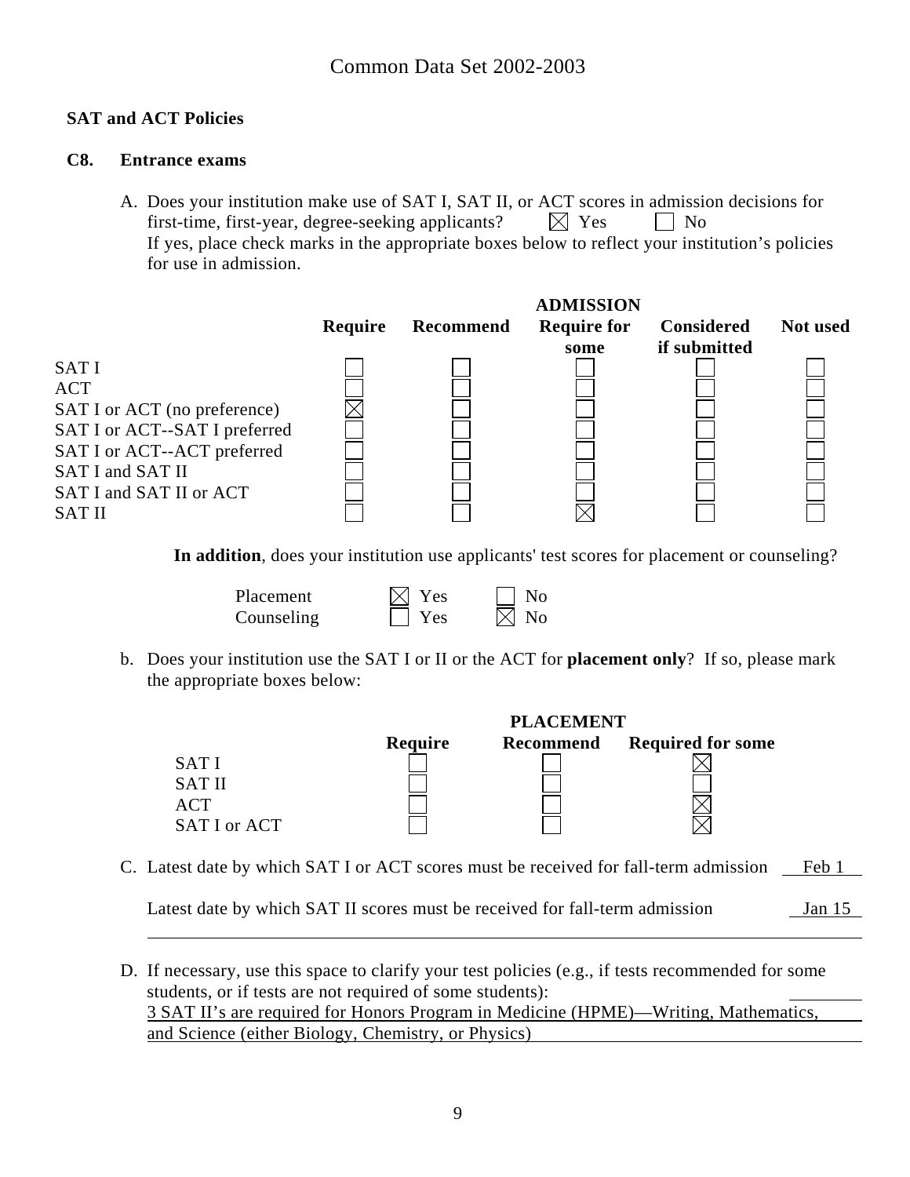Common Data Set 2002-2003

## SAT and ACT Policies

### C8. Entrance exams

A. Does your institution make use of SAT I, SAT II, or ACT scores in admission decisions for first-time, first-year, degree-seeking applicants? ☒ Yes ☐ No

If yes, place check marks in the appropriate boxes below to reflect your institution's policies for use in admission.

| | ADMISSION | | | | |
|---|---|---|---|---|---|
| | **Require** | **Recommend** | **Require for some** | **Considered if submitted** | **Not used** |
| SAT I | ☐ | ☐ | ☐ | ☐ | ☐ |
| ACT | ☐ | ☐ | ☐ | ☐ | ☐ |
| SAT I or ACT (no preference) | ☒ | ☐ | ☐ | ☐ | ☐ |
| SAT I or ACT--SAT I preferred | ☐ | ☐ | ☐ | ☐ | ☐ |
| SAT I or ACT--ACT preferred | ☐ | ☐ | ☐ | ☐ | ☐ |
| SAT I and SAT II | ☐ | ☐ | ☐ | ☐ | ☐ |
| SAT I and SAT II or ACT | ☐ | ☐ | ☐ | ☐ | ☐ |
| SAT II | ☐ | ☐ | ☒ | ☐ | ☐ |

**In addition**, does your institution use applicants' test scores for placement or counseling?

| | | |
|---|---|---|
| Placement | ☒ Yes | ☐ No |
| Counseling | ☐ Yes | ☒ No |

b. Does your institution use the SAT I or II or the ACT for **placement only**? If so, please mark the appropriate boxes below:

| | PLACEMENT | | |
|---|---|---|---|
| | **Require** | **Recommend** | **Required for some** |
| SAT I | ☐ | ☐ | ☒ |
| SAT II | ☐ | ☐ | ☐ |
| ACT | ☐ | ☐ | ☒ |
| SAT I or ACT | ☐ | ☐ | ☒ |

C. Latest date by which SAT I or ACT scores must be received for fall-term admission Feb 1

Latest date by which SAT II scores must be received for fall-term admission Jan 15

D. If necessary, use this space to clarify your test policies (e.g., if tests recommended for some students, or if tests are not required of some students):

3 SAT II's are required for Honors Program in Medicine (HPME)—Writing, Mathematics, and Science (either Biology, Chemistry, or Physics)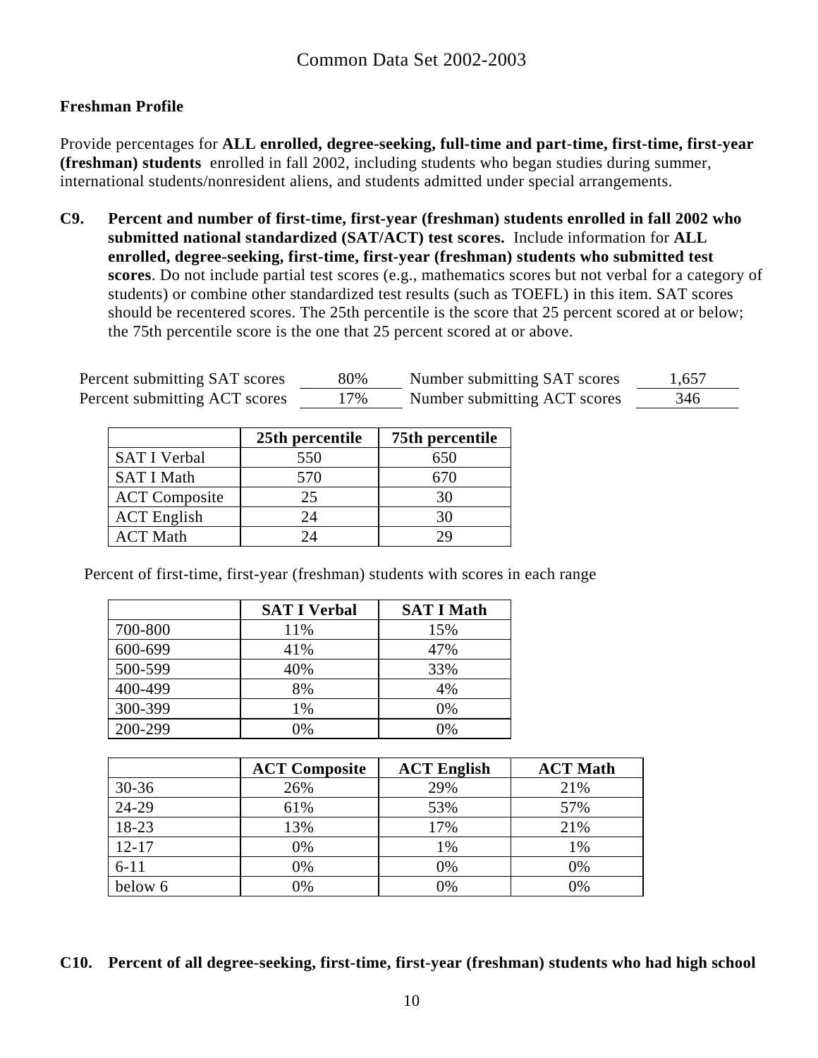## Freshman Profile

Provide percentages for **ALL enrolled, degree-seeking, full-time and part-time, first-time, first-year (freshman) students** enrolled in fall 2002, including students who began studies during summer, international students/nonresident aliens, and students admitted under special arrangements.

**C9. Percent and number of first-time, first-year (freshman) students enrolled in fall 2002 who submitted national standardized (SAT/ACT) test scores.** Include information for **ALL enrolled, degree-seeking, first-time, first-year (freshman) students who submitted test scores**. Do not include partial test scores (e.g., mathematics scores but not verbal for a category of students) or combine other standardized test results (such as TOEFL) in this item. SAT scores should be recentered scores. The 25th percentile is the score that 25 percent scored at or below; the 75th percentile score is the one that 25 percent scored at or above.

| | | | |
|---|---|---|---|
| Percent submitting SAT scores | 80% | Number submitting SAT scores | 1,657 |
| Percent submitting ACT scores | 17% | Number submitting ACT scores | 346 |

| | 25th percentile | 75th percentile |
|---|---|---|
| SAT I Verbal | 550 | 650 |
| SAT I Math | 570 | 670 |
| ACT Composite | 25 | 30 |
| ACT English | 24 | 30 |
| ACT Math | 24 | 29 |

Percent of first-time, first-year (freshman) students with scores in each range

| | SAT I Verbal | SAT I Math |
|---|---|---|
| 700-800 | 11% | 15% |
| 600-699 | 41% | 47% |
| 500-599 | 40% | 33% |
| 400-499 | 8% | 4% |
| 300-399 | 1% | 0% |
| 200-299 | 0% | 0% |

| | ACT Composite | ACT English | ACT Math |
|---|---|---|---|
| 30-36 | 26% | 29% | 21% |
| 24-29 | 61% | 53% | 57% |
| 18-23 | 13% | 17% | 21% |
| 12-17 | 0% | 1% | 1% |
| 6-11 | 0% | 0% | 0% |
| below 6 | 0% | 0% | 0% |

**C10. Percent of all degree-seeking, first-time, first-year (freshman) students who had high school**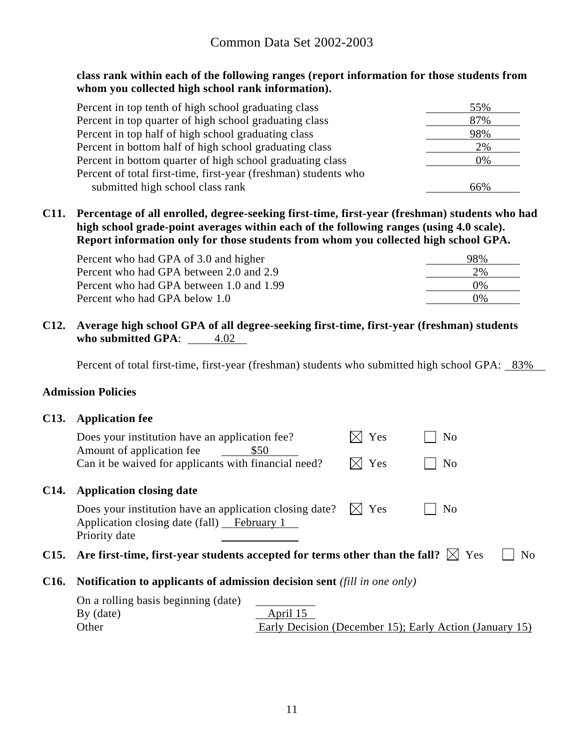**class rank within each of the following ranges (report information for those students from whom you collected high school rank information).**

| | |
|---|---|
| Percent in top tenth of high school graduating class | 55% |
| Percent in top quarter of high school graduating class | 87% |
| Percent in top half of high school graduating class | 98% |
| Percent in bottom half of high school graduating class | 2% |
| Percent in bottom quarter of high school graduating class | 0% |
| Percent of total first-time, first-year (freshman) students who submitted high school class rank | 66% |

**C11. Percentage of all enrolled, degree-seeking first-time, first-year (freshman) students who had high school grade-point averages within each of the following ranges (using 4.0 scale). Report information only for those students from whom you collected high school GPA.**

| | |
|---|---|
| Percent who had GPA of 3.0 and higher | 98% |
| Percent who had GPA between 2.0 and 2.9 | 2% |
| Percent who had GPA between 1.0 and 1.99 | 0% |
| Percent who had GPA below 1.0 | 0% |

**C12. Average high school GPA of all degree-seeking first-time, first-year (freshman) students who submitted GPA**: 4.02

Percent of total first-time, first-year (freshman) students who submitted high school GPA: 83%

**Admission Policies**

**C13. Application fee**

Does your institution have an application fee? ☒ Yes ☐ No

Amount of application fee $50

Can it be waived for applicants with financial need? ☒ Yes ☐ No

**C14. Application closing date**

Does your institution have an application closing date? ☒ Yes ☐ No

Application closing date (fall) February 1

Priority date

**C15. Are first-time, first-year students accepted for terms other than the fall?** ☒ Yes ☐ No

**C16. Notification to applicants of admission decision sent** *(fill in one only)*

On a rolling basis beginning (date)

By (date) April 15

Other Early Decision (December 15); Early Action (January 15)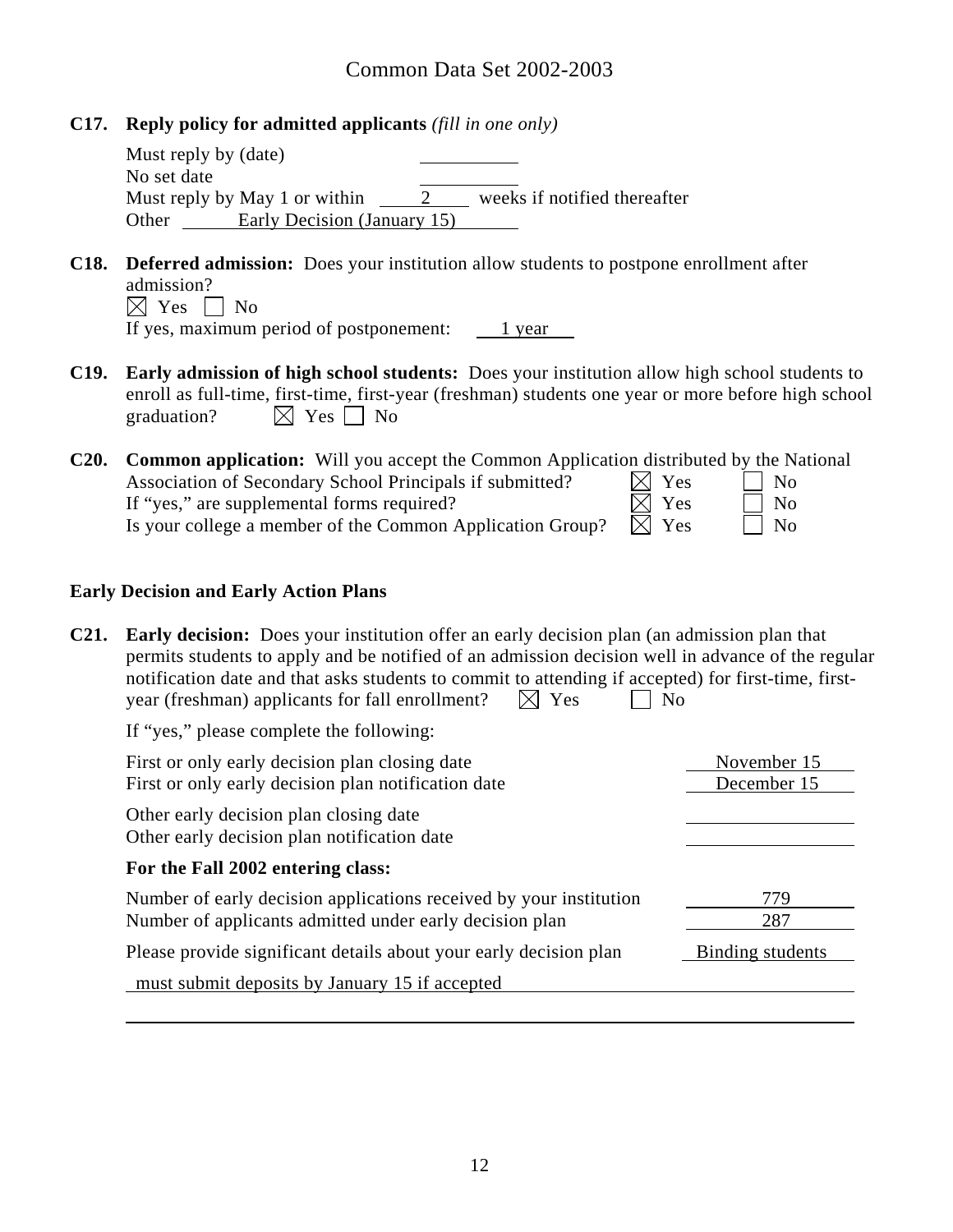# Common Data Set 2002-2003

**C17. Reply policy for admitted applicants** *(fill in one only)*

Must reply by (date) ______
No set date ______
Must reply by May 1 or within 2 weeks if notified thereafter
Other Early Decision (January 15)

**C18. Deferred admission:** Does your institution allow students to postpone enrollment after admission?
☒ Yes ☐ No
If yes, maximum period of postponement: 1 year

**C19. Early admission of high school students:** Does your institution allow high school students to enroll as full-time, first-time, first-year (freshman) students one year or more before high school graduation? ☒ Yes ☐ No

**C20. Common application:** Will you accept the Common Application distributed by the National Association of Secondary School Principals if submitted? ☒ Yes ☐ No
If "yes," are supplemental forms required? ☒ Yes ☐ No
Is your college a member of the Common Application Group? ☒ Yes ☐ No

### Early Decision and Early Action Plans

**C21. Early decision:** Does your institution offer an early decision plan (an admission plan that permits students to apply and be notified of an admission decision well in advance of the regular notification date and that asks students to commit to attending if accepted) for first-time, first-year (freshman) applicants for fall enrollment? ☒ Yes ☐ No

If "yes," please complete the following:

| | |
|---|---|
| First or only early decision plan closing date | November 15 |
| First or only early decision plan notification date | December 15 |
| Other early decision plan closing date | |
| Other early decision plan notification date | |

**For the Fall 2002 entering class:**

| | |
|---|---|
| Number of early decision applications received by your institution | 779 |
| Number of applicants admitted under early decision plan | 287 |

Please provide significant details about your early decision plan: Binding students must submit deposits by January 15 if accepted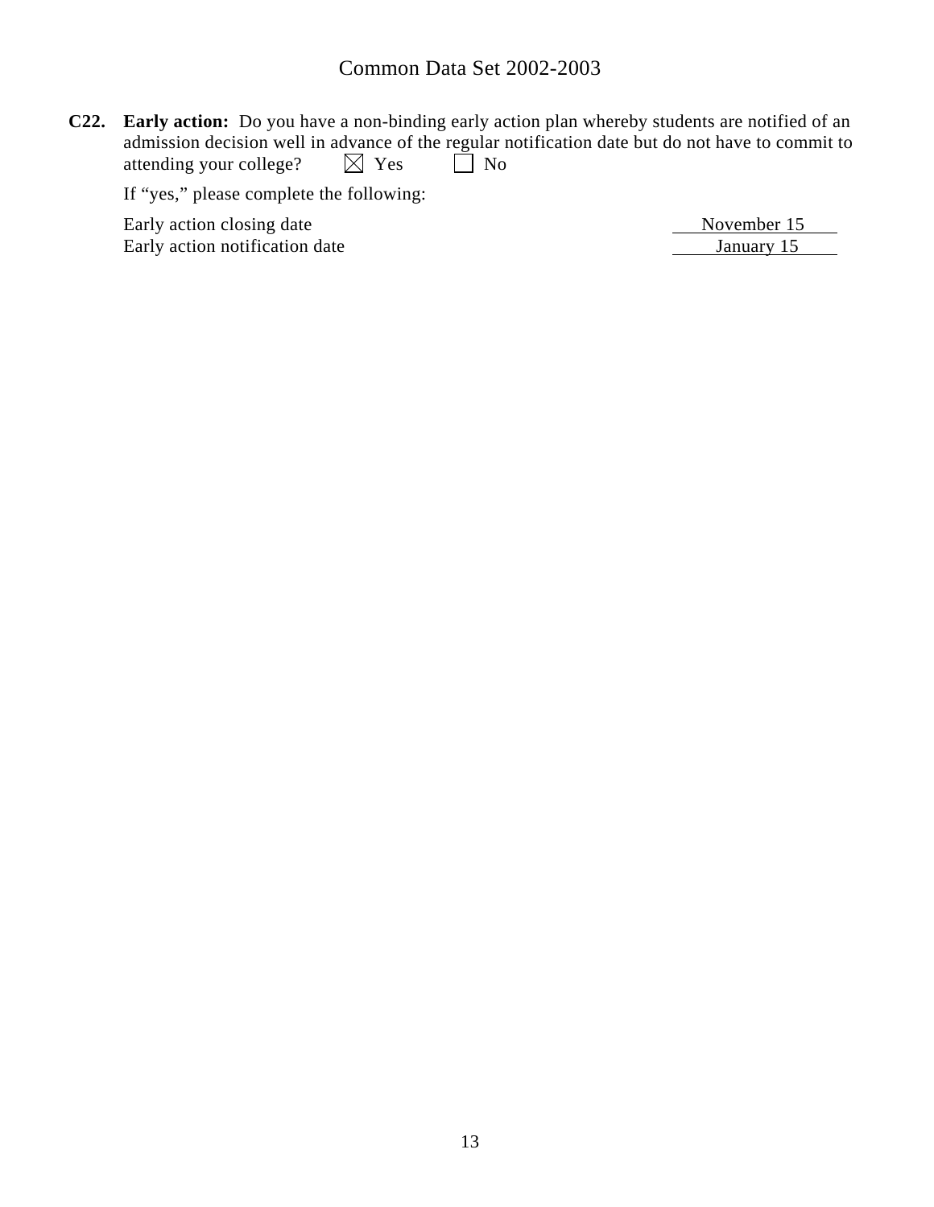**C22. Early action:** Do you have a non-binding early action plan whereby students are notified of an admission decision well in advance of the regular notification date but do not have to commit to attending your college? ☒ Yes ☐ No

If "yes," please complete the following:

| | |
|---|---|
| Early action closing date | November 15 |
| Early action notification date | January 15 |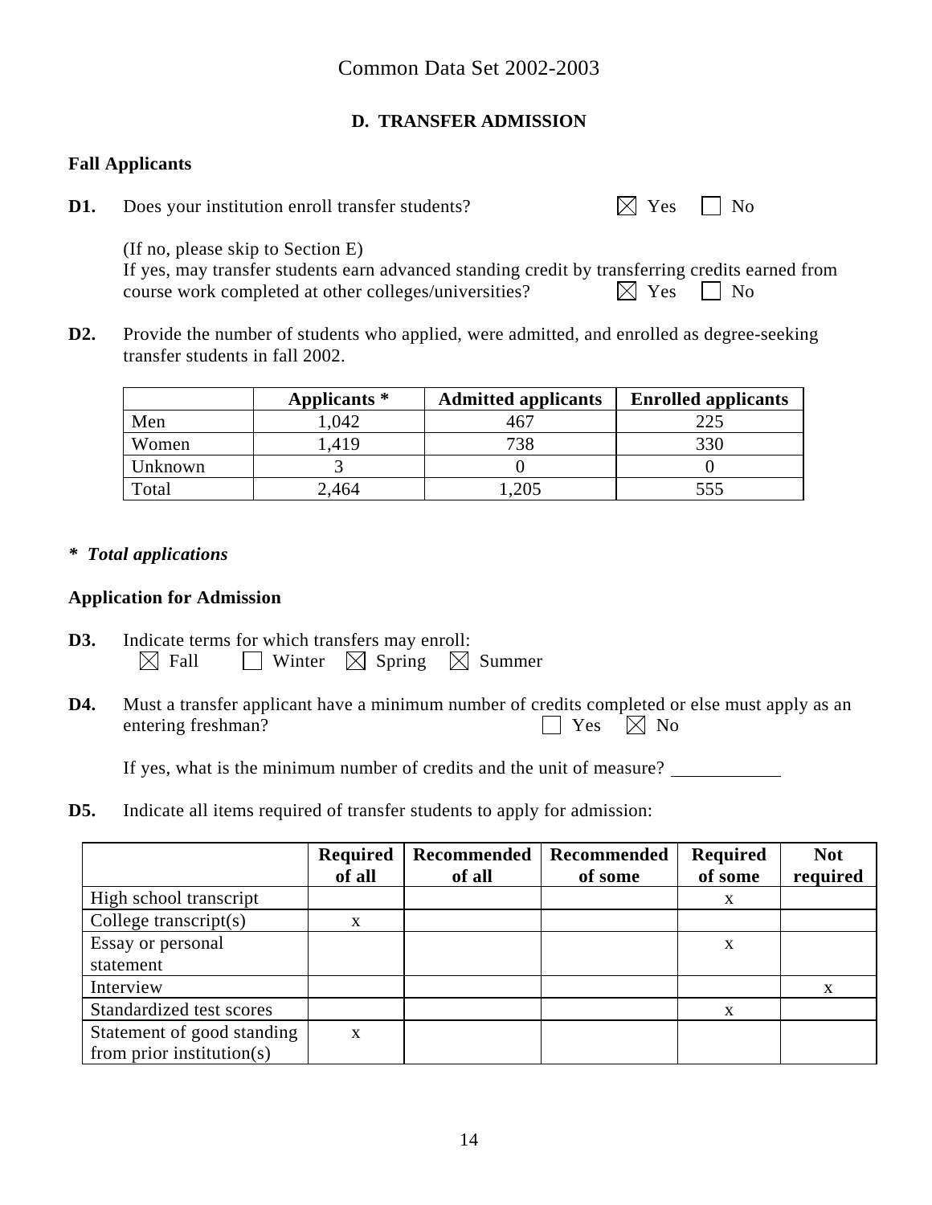Common Data Set 2002-2003

## D. TRANSFER ADMISSION

### Fall Applicants

**D1.** Does your institution enroll transfer students? ☒ Yes ☐ No

(If no, please skip to Section E)
If yes, may transfer students earn advanced standing credit by transferring credits earned from course work completed at other colleges/universities? ☒ Yes ☐ No

**D2.** Provide the number of students who applied, were admitted, and enrolled as degree-seeking transfer students in fall 2002.

| | Applicants * | Admitted applicants | Enrolled applicants |
|---|---|---|---|
| Men | 1,042 | 467 | 225 |
| Women | 1,419 | 738 | 330 |
| Unknown | 3 | 0 | 0 |
| Total | 2,464 | 1,205 | 555 |

***  Total applications**

### Application for Admission

**D3.** Indicate terms for which transfers may enroll:
☒ Fall ☐ Winter ☒ Spring ☒ Summer

**D4.** Must a transfer applicant have a minimum number of credits completed or else must apply as an entering freshman? ☐ Yes ☒ No

If yes, what is the minimum number of credits and the unit of measure? ____________

**D5.** Indicate all items required of transfer students to apply for admission:

| | Required of all | Recommended of all | Recommended of some | Required of some | Not required |
|---|---|---|---|---|---|
| High school transcript | | | | x | |
| College transcript(s) | x | | | | |
| Essay or personal statement | | | | x | |
| Interview | | | | | x |
| Standardized test scores | | | | x | |
| Statement of good standing from prior institution(s) | x | | | | |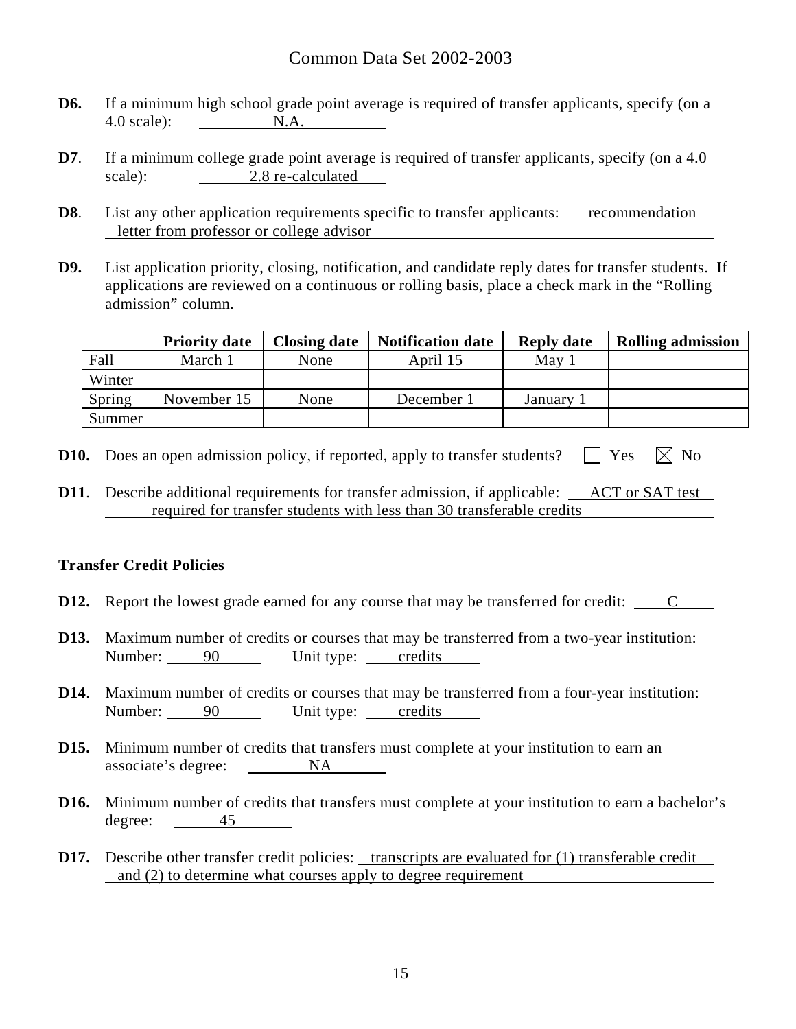**D6.** If a minimum high school grade point average is required of transfer applicants, specify (on a 4.0 scale): N.A.

**D7**. If a minimum college grade point average is required of transfer applicants, specify (on a 4.0 scale): 2.8 re-calculated

**D8**. List any other application requirements specific to transfer applicants: recommendation letter from professor or college advisor

**D9.** List application priority, closing, notification, and candidate reply dates for transfer students. If applications are reviewed on a continuous or rolling basis, place a check mark in the "Rolling admission" column.

| | Priority date | Closing date | Notification date | Reply date | Rolling admission |
|---|---|---|---|---|---|
| Fall | March 1 | None | April 15 | May 1 | |
| Winter | | | | | |
| Spring | November 15 | None | December 1 | January 1 | |
| Summer | | | | | |

**D10.** Does an open admission policy, if reported, apply to transfer students? ☐ Yes ☒ No

**D11**. Describe additional requirements for transfer admission, if applicable: ACT or SAT test required for transfer students with less than 30 transferable credits

**Transfer Credit Policies**

**D12.** Report the lowest grade earned for any course that may be transferred for credit: C

**D13.** Maximum number of credits or courses that may be transferred from a two-year institution:
Number: 90 Unit type: credits

**D14**. Maximum number of credits or courses that may be transferred from a four-year institution:
Number: 90 Unit type: credits

**D15.** Minimum number of credits that transfers must complete at your institution to earn an associate's degree: NA

**D16.** Minimum number of credits that transfers must complete at your institution to earn a bachelor's degree: 45

**D17.** Describe other transfer credit policies: transcripts are evaluated for (1) transferable credit and (2) to determine what courses apply to degree requirement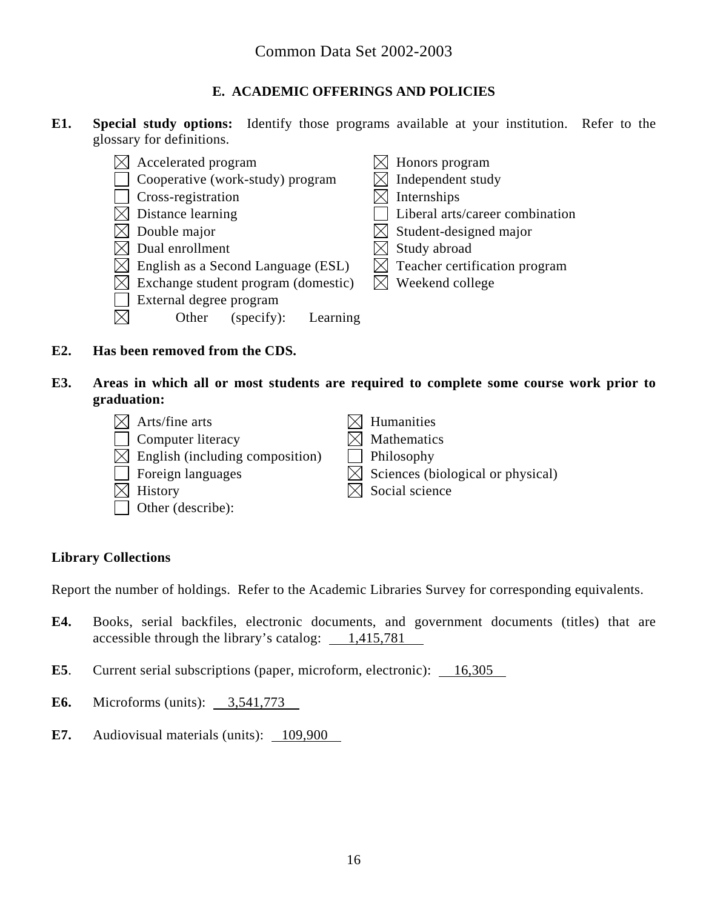# Common Data Set 2002-2003

## E. ACADEMIC OFFERINGS AND POLICIES

**E1. Special study options:** Identify those programs available at your institution. Refer to the glossary for definitions.

- ☒ Accelerated program
- ☐ Cooperative (work-study) program
- ☐ Cross-registration
- ☒ Distance learning
- ☒ Double major
- ☒ Dual enrollment
- ☒ English as a Second Language (ESL)
- ☒ Exchange student program (domestic)
- ☐ External degree program
- ☒ Other (specify): Learning
- ☒ Honors program
- ☒ Independent study
- ☒ Internships
- ☐ Liberal arts/career combination
- ☒ Student-designed major
- ☒ Study abroad
- ☒ Teacher certification program
- ☒ Weekend college

**E2. Has been removed from the CDS.**

**E3. Areas in which all or most students are required to complete some course work prior to graduation:**

- ☒ Arts/fine arts
- ☐ Computer literacy
- ☒ English (including composition)
- ☐ Foreign languages
- ☒ History
- ☐ Other (describe):
- ☒ Humanities
- ☒ Mathematics
- ☐ Philosophy
- ☒ Sciences (biological or physical)
- ☒ Social science

### Library Collections

Report the number of holdings. Refer to the Academic Libraries Survey for corresponding equivalents.

**E4.** Books, serial backfiles, electronic documents, and government documents (titles) that are accessible through the library's catalog: 1,415,781

**E5**. Current serial subscriptions (paper, microform, electronic): 16,305

**E6.** Microforms (units): 3,541,773

**E7.** Audiovisual materials (units): 109,900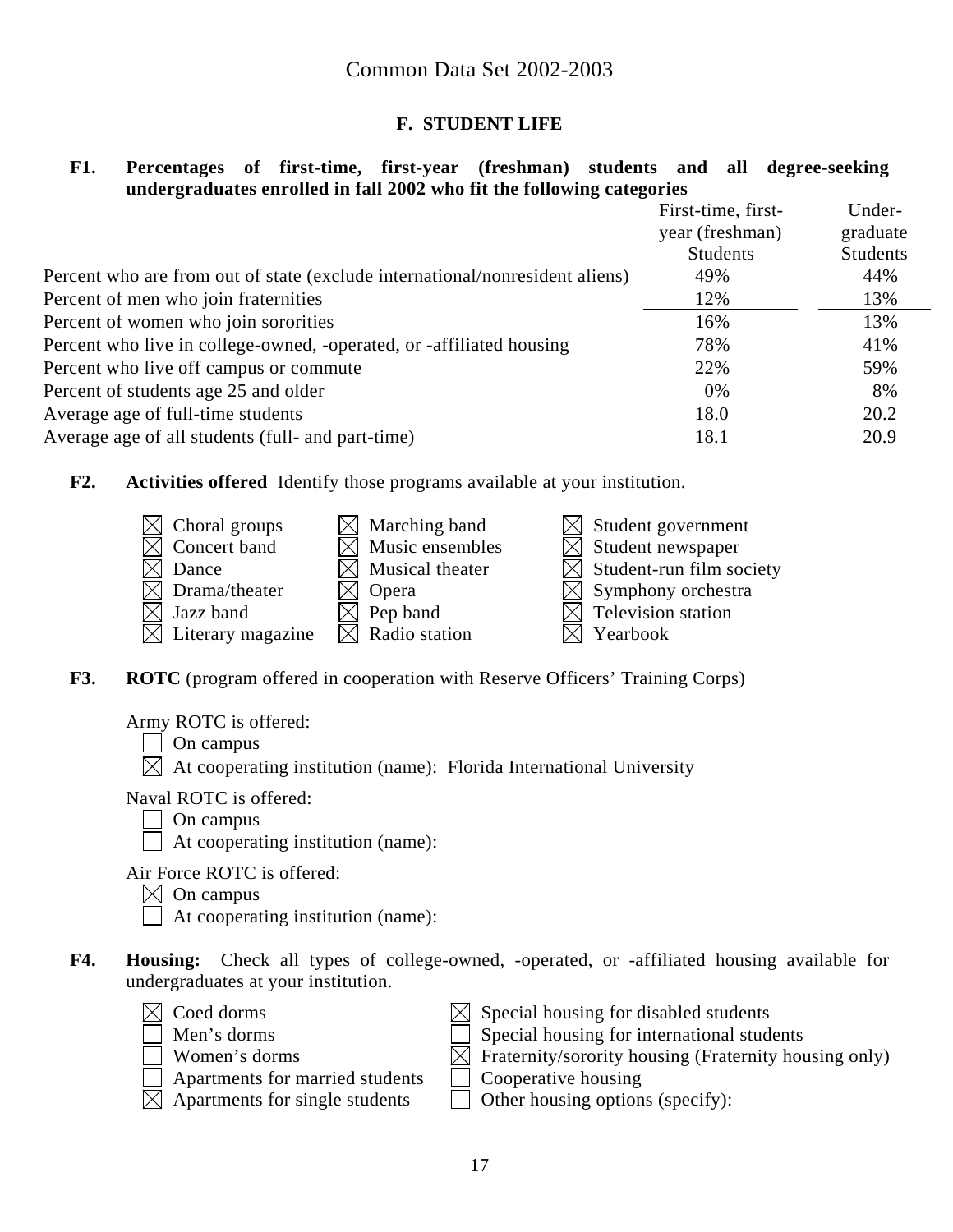Common Data Set 2002-2003

## F. STUDENT LIFE

**F1. Percentages of first-time, first-year (freshman) students and all degree-seeking undergraduates enrolled in fall 2002 who fit the following categories**

| | First-time, first-year (freshman) Students | Under-graduate Students |
|---|---|---|
| Percent who are from out of state (exclude international/nonresident aliens) | 49% | 44% |
| Percent of men who join fraternities | 12% | 13% |
| Percent of women who join sororities | 16% | 13% |
| Percent who live in college-owned, -operated, or -affiliated housing | 78% | 41% |
| Percent who live off campus or commute | 22% | 59% |
| Percent of students age 25 and older | 0% | 8% |
| Average age of full-time students | 18.0 | 20.2 |
| Average age of all students (full- and part-time) | 18.1 | 20.9 |

**F2. Activities offered** Identify those programs available at your institution.

- ☒ Choral groups
- ☒ Concert band
- ☒ Dance
- ☒ Drama/theater
- ☒ Jazz band
- ☒ Literary magazine
- ☒ Marching band
- ☒ Music ensembles
- ☒ Musical theater
- ☒ Opera
- ☒ Pep band
- ☒ Radio station
- ☒ Student government
- ☒ Student newspaper
- ☒ Student-run film society
- ☒ Symphony orchestra
- ☒ Television station
- ☒ Yearbook

**F3. ROTC** (program offered in cooperation with Reserve Officers' Training Corps)

Army ROTC is offered:
- ☐ On campus
- ☒ At cooperating institution (name): Florida International University

Naval ROTC is offered:
- ☐ On campus
- ☐ At cooperating institution (name):

Air Force ROTC is offered:
- ☒ On campus
- ☐ At cooperating institution (name):

**F4. Housing:** Check all types of college-owned, -operated, or -affiliated housing available for undergraduates at your institution.

- ☒ Coed dorms
- ☐ Men's dorms
- ☐ Women's dorms
- ☐ Apartments for married students
- ☒ Apartments for single students
- ☒ Special housing for disabled students
- ☐ Special housing for international students
- ☒ Fraternity/sorority housing (Fraternity housing only)
- ☐ Cooperative housing
- ☐ Other housing options (specify):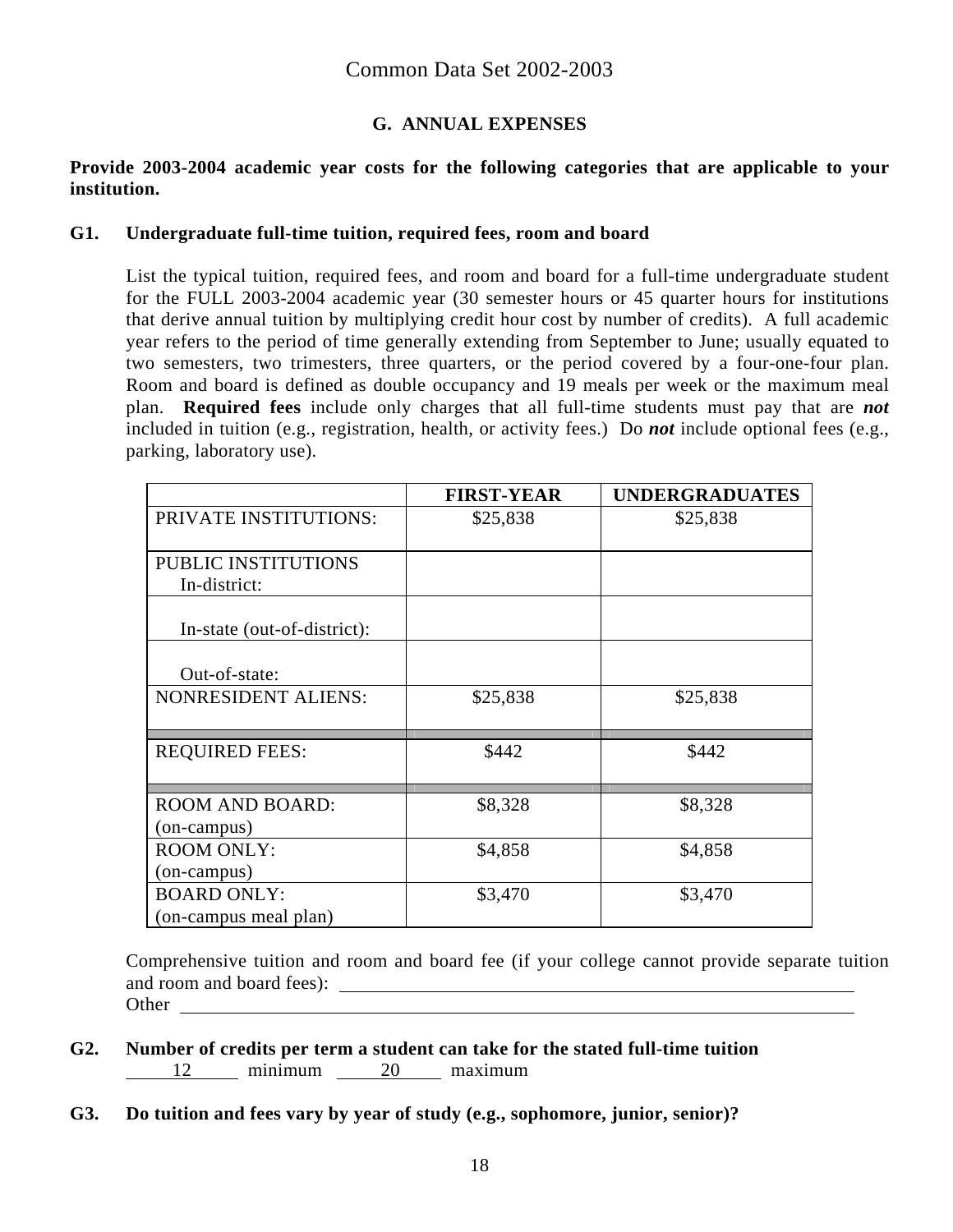Common Data Set 2002-2003

## G. ANNUAL EXPENSES

**Provide 2003-2004 academic year costs for the following categories that are applicable to your institution.**

**G1. Undergraduate full-time tuition, required fees, room and board**

List the typical tuition, required fees, and room and board for a full-time undergraduate student for the FULL 2003-2004 academic year (30 semester hours or 45 quarter hours for institutions that derive annual tuition by multiplying credit hour cost by number of credits). A full academic year refers to the period of time generally extending from September to June; usually equated to two semesters, two trimesters, three quarters, or the period covered by a four-one-four plan. Room and board is defined as double occupancy and 19 meals per week or the maximum meal plan. **Required fees** include only charges that all full-time students must pay that are ***not*** included in tuition (e.g., registration, health, or activity fees.) Do ***not*** include optional fees (e.g., parking, laboratory use).

| | FIRST-YEAR | UNDERGRADUATES |
|---|---|---|
| PRIVATE INSTITUTIONS: | $25,838 | $25,838 |
| PUBLIC INSTITUTIONS In-district: | | |
| In-state (out-of-district): | | |
| Out-of-state: | | |
| NONRESIDENT ALIENS: | $25,838 | $25,838 |
| REQUIRED FEES: | $442 | $442 |
| ROOM AND BOARD: (on-campus) | $8,328 | $8,328 |
| ROOM ONLY: (on-campus) | $4,858 | $4,858 |
| BOARD ONLY: (on-campus meal plan) | $3,470 | $3,470 |

Comprehensive tuition and room and board fee (if your college cannot provide separate tuition and room and board fees): \_\_\_\_\_\_\_\_\_\_

Other \_\_\_\_\_\_\_\_\_\_

**G2. Number of credits per term a student can take for the stated full-time tuition**

12 minimum    20 maximum

**G3. Do tuition and fees vary by year of study (e.g., sophomore, junior, senior)?**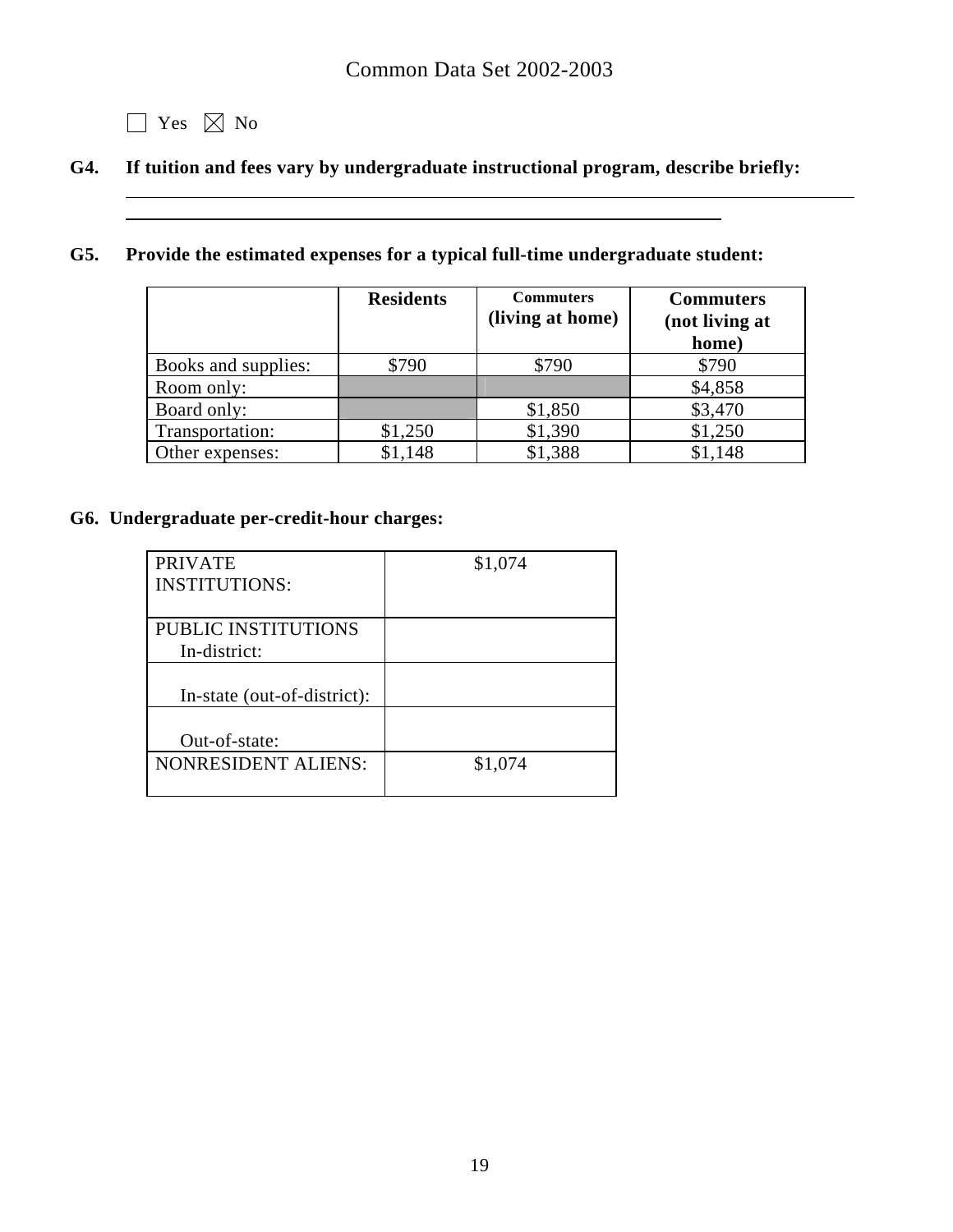☐ Yes ☒ No

**G4. If tuition and fees vary by undergraduate instructional program, describe briefly:**

**G5. Provide the estimated expenses for a typical full-time undergraduate student:**

| | Residents | Commuters (living at home) | Commuters (not living at home) |
|---|---|---|---|
| Books and supplies: | $790 | $790 | $790 |
| Room only: | | | $4,858 |
| Board only: | | $1,850 | $3,470 |
| Transportation: | $1,250 | $1,390 | $1,250 |
| Other expenses: | $1,148 | $1,388 | $1,148 |

**G6. Undergraduate per-credit-hour charges:**

| | |
|---|---|
| PRIVATE INSTITUTIONS: | $1,074 |
| PUBLIC INSTITUTIONS In-district: | |
| In-state (out-of-district): | |
| Out-of-state: | |
| NONRESIDENT ALIENS: | $1,074 |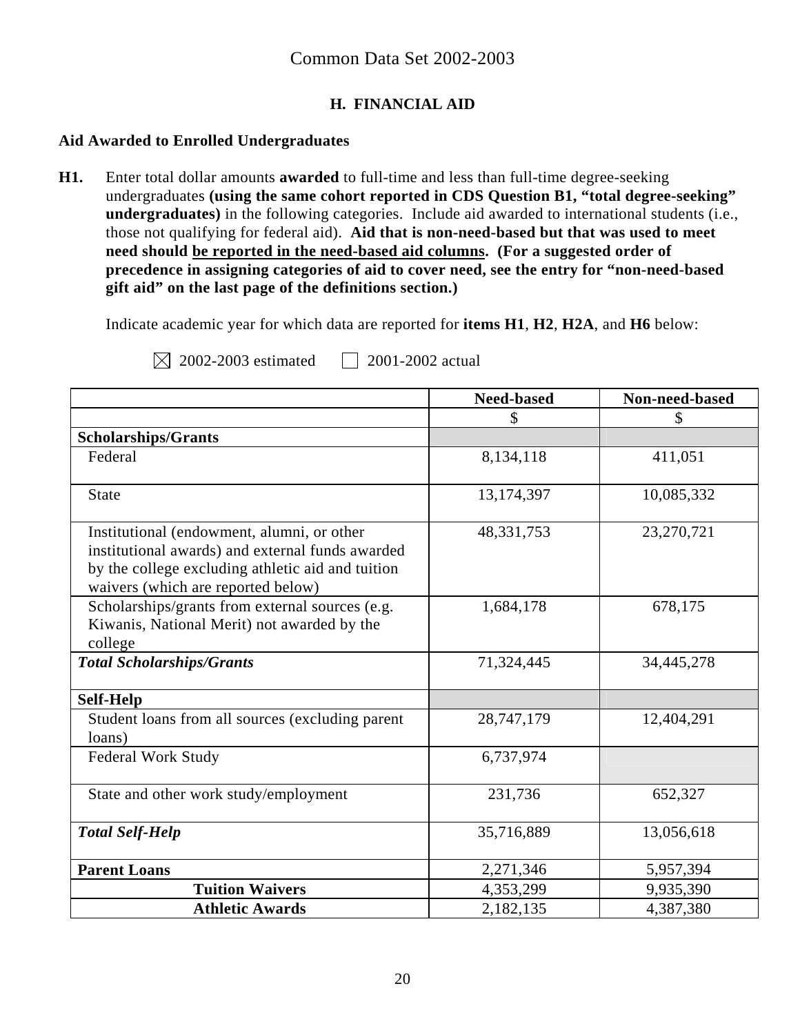Common Data Set 2002-2003

## H. FINANCIAL AID

### Aid Awarded to Enrolled Undergraduates

**H1.** Enter total dollar amounts **awarded** to full-time and less than full-time degree-seeking undergraduates **(using the same cohort reported in CDS Question B1, "total degree-seeking" undergraduates)** in the following categories. Include aid awarded to international students (i.e., those not qualifying for federal aid). **Aid that is non-need-based but that was used to meet need should <u>be reported in the need-based aid columns</u>. (For a suggested order of precedence in assigning categories of aid to cover need, see the entry for "non-need-based gift aid" on the last page of the definitions section.)**

Indicate academic year for which data are reported for **items H1**, **H2**, **H2A**, and **H6** below:

☒ 2002-2003 estimated ☐ 2001-2002 actual

| | Need-based | Non-need-based |
|---|---|---|
| | $ | $ |
| **Scholarships/Grants** | | |
| Federal | 8,134,118 | 411,051 |
| State | 13,174,397 | 10,085,332 |
| Institutional (endowment, alumni, or other institutional awards) and external funds awarded by the college excluding athletic aid and tuition waivers (which are reported below) | 48,331,753 | 23,270,721 |
| Scholarships/grants from external sources (e.g. Kiwanis, National Merit) not awarded by the college | 1,684,178 | 678,175 |
| ***Total Scholarships/Grants*** | 71,324,445 | 34,445,278 |
| **Self-Help** | | |
| Student loans from all sources (excluding parent loans) | 28,747,179 | 12,404,291 |
| Federal Work Study | 6,737,974 | |
| State and other work study/employment | 231,736 | 652,327 |
| ***Total Self-Help*** | 35,716,889 | 13,056,618 |
| **Parent Loans** | 2,271,346 | 5,957,394 |
| **Tuition Waivers** | 4,353,299 | 9,935,390 |
| **Athletic Awards** | 2,182,135 | 4,387,380 |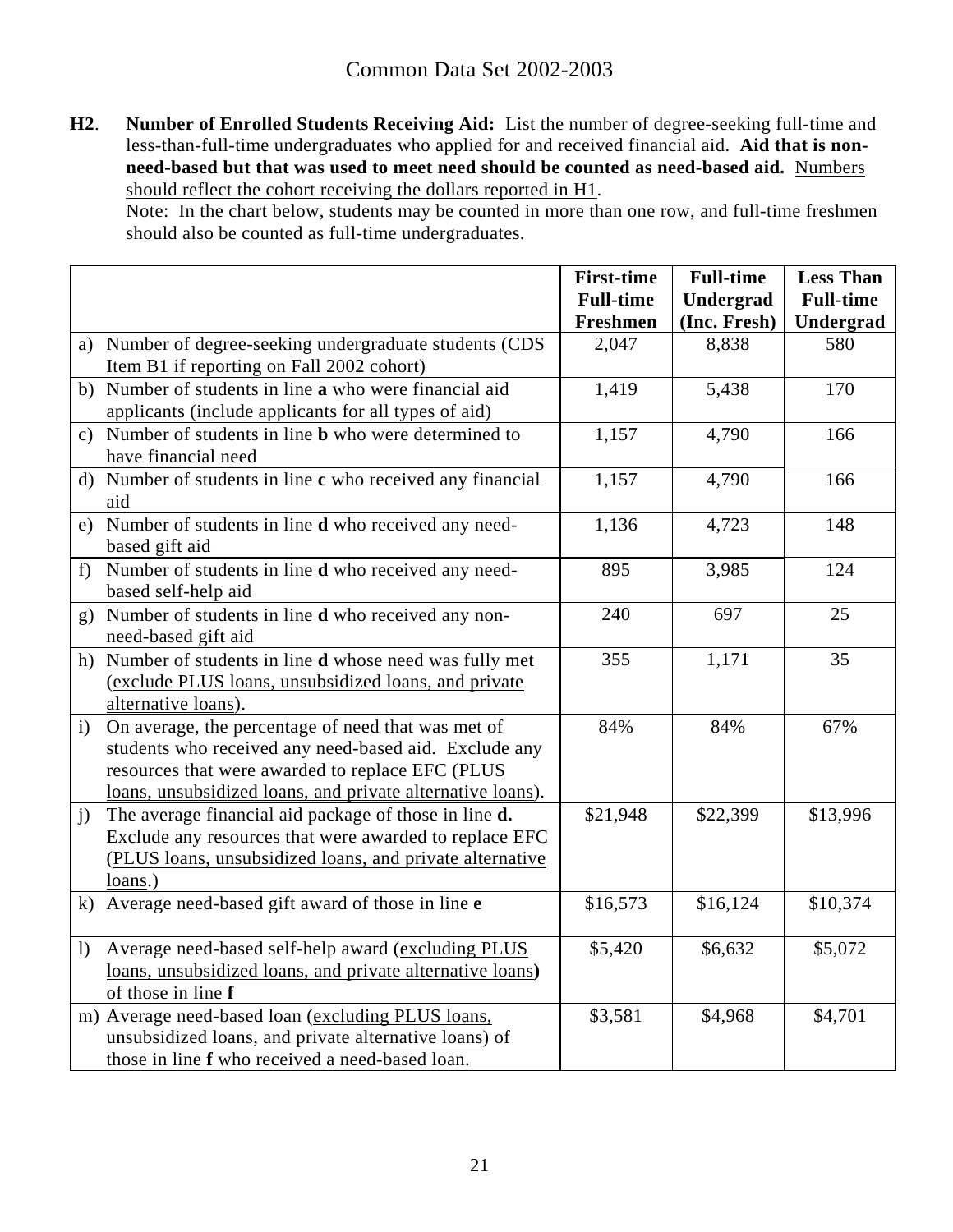Common Data Set 2002-2003

**H2**. **Number of Enrolled Students Receiving Aid:** List the number of degree-seeking full-time and less-than-full-time undergraduates who applied for and received financial aid. **Aid that is non-need-based but that was used to meet need should be counted as need-based aid.** Numbers should reflect the cohort receiving the dollars reported in H1.

Note: In the chart below, students may be counted in more than one row, and full-time freshmen should also be counted as full-time undergraduates.

| | First-time Full-time Freshmen | Full-time Undergrad (Inc. Fresh) | Less Than Full-time Undergrad |
|---|---|---|---|
| a) Number of degree-seeking undergraduate students (CDS Item B1 if reporting on Fall 2002 cohort) | 2,047 | 8,838 | 580 |
| b) Number of students in line **a** who were financial aid applicants (include applicants for all types of aid) | 1,419 | 5,438 | 170 |
| c) Number of students in line **b** who were determined to have financial need | 1,157 | 4,790 | 166 |
| d) Number of students in line **c** who received any financial aid | 1,157 | 4,790 | 166 |
| e) Number of students in line **d** who received any need-based gift aid | 1,136 | 4,723 | 148 |
| f) Number of students in line **d** who received any need-based self-help aid | 895 | 3,985 | 124 |
| g) Number of students in line **d** who received any non-need-based gift aid | 240 | 697 | 25 |
| h) Number of students in line **d** whose need was fully met (exclude PLUS loans, unsubsidized loans, and private alternative loans). | 355 | 1,171 | 35 |
| i) On average, the percentage of need that was met of students who received any need-based aid. Exclude any resources that were awarded to replace EFC (PLUS loans, unsubsidized loans, and private alternative loans). | 84% | 84% | 67% |
| j) The average financial aid package of those in line **d.** Exclude any resources that were awarded to replace EFC (PLUS loans, unsubsidized loans, and private alternative loans.) | $21,948 | $22,399 | $13,996 |
| k) Average need-based gift award of those in line **e** | $16,573 | $16,124 | $10,374 |
| l) Average need-based self-help award (excluding PLUS loans, unsubsidized loans, and private alternative loans) of those in line **f** | $5,420 | $6,632 | $5,072 |
| m) Average need-based loan (excluding PLUS loans, unsubsidized loans, and private alternative loans) of those in line **f** who received a need-based loan. | $3,581 | $4,968 | $4,701 |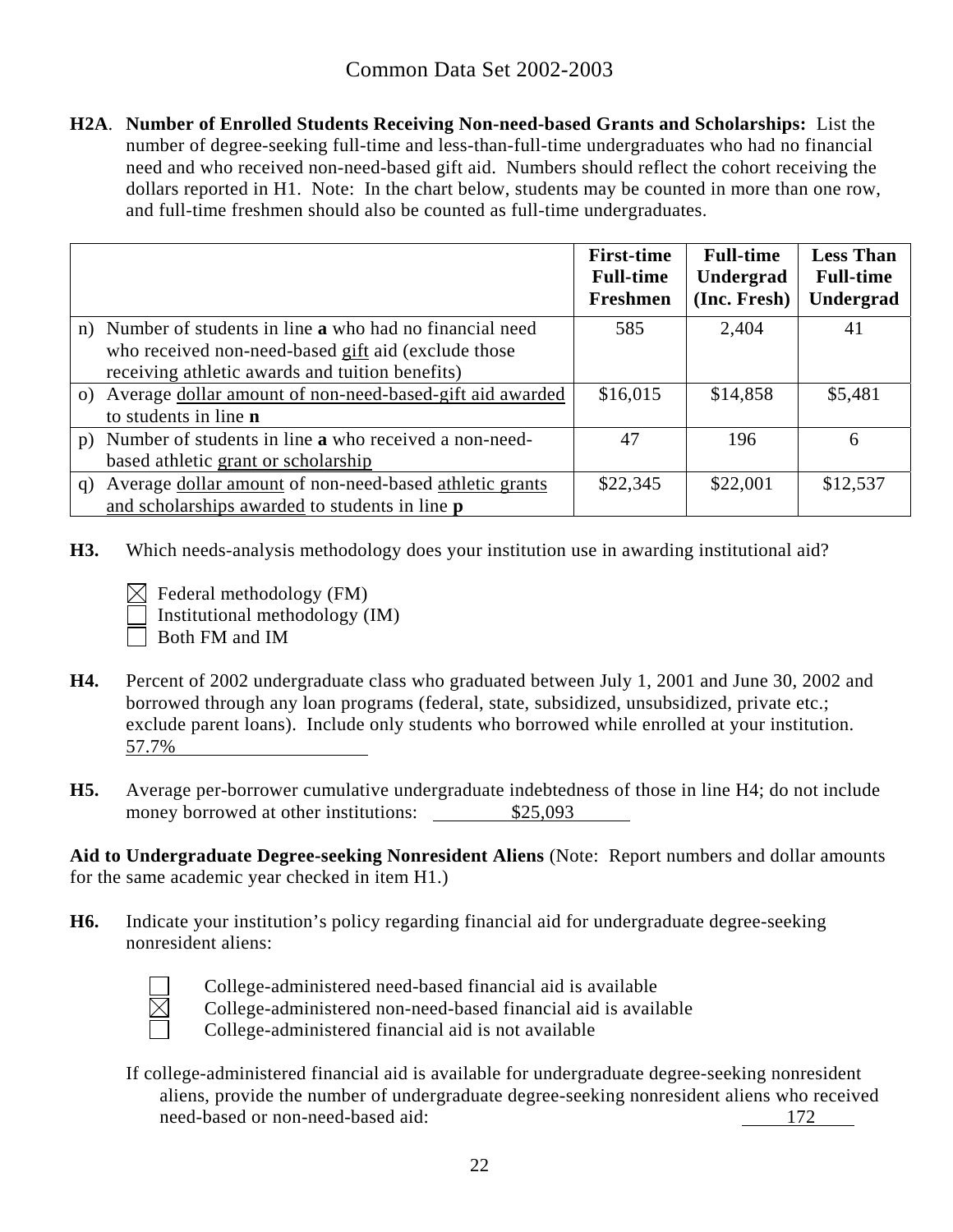# Common Data Set 2002-2003

**H2A**. **Number of Enrolled Students Receiving Non-need-based Grants and Scholarships:** List the number of degree-seeking full-time and less-than-full-time undergraduates who had no financial need and who received non-need-based gift aid. Numbers should reflect the cohort receiving the dollars reported in H1. Note: In the chart below, students may be counted in more than one row, and full-time freshmen should also be counted as full-time undergraduates.

| | **First-time Full-time Freshmen** | **Full-time Undergrad (Inc. Fresh)** | **Less Than Full-time Undergrad** |
|---|---|---|---|
| n) Number of students in line **a** who had no financial need who received non-need-based gift aid (exclude those receiving athletic awards and tuition benefits) | 585 | 2,404 | 41 |
| o) Average dollar amount of non-need-based-gift aid awarded to students in line **n** | $16,015 | $14,858 | $5,481 |
| p) Number of students in line **a** who received a non-need-based athletic grant or scholarship | 47 | 196 | 6 |
| q) Average dollar amount of non-need-based athletic grants and scholarships awarded to students in line **p** | $22,345 | $22,001 | $12,537 |

**H3.** Which needs-analysis methodology does your institution use in awarding institutional aid?

- [x] Federal methodology (FM)
- [ ] Institutional methodology (IM)
- [ ] Both FM and IM

**H4.** Percent of 2002 undergraduate class who graduated between July 1, 2001 and June 30, 2002 and borrowed through any loan programs (federal, state, subsidized, unsubsidized, private etc.; exclude parent loans). Include only students who borrowed while enrolled at your institution. 57.7%

**H5.** Average per-borrower cumulative undergraduate indebtedness of those in line H4; do not include money borrowed at other institutions: $25,093

**Aid to Undergraduate Degree-seeking Nonresident Aliens** (Note: Report numbers and dollar amounts for the same academic year checked in item H1.)

**H6.** Indicate your institution's policy regarding financial aid for undergraduate degree-seeking nonresident aliens:

- [ ] College-administered need-based financial aid is available
- [x] College-administered non-need-based financial aid is available
- [ ] College-administered financial aid is not available

If college-administered financial aid is available for undergraduate degree-seeking nonresident aliens, provide the number of undergraduate degree-seeking nonresident aliens who received need-based or non-need-based aid: 172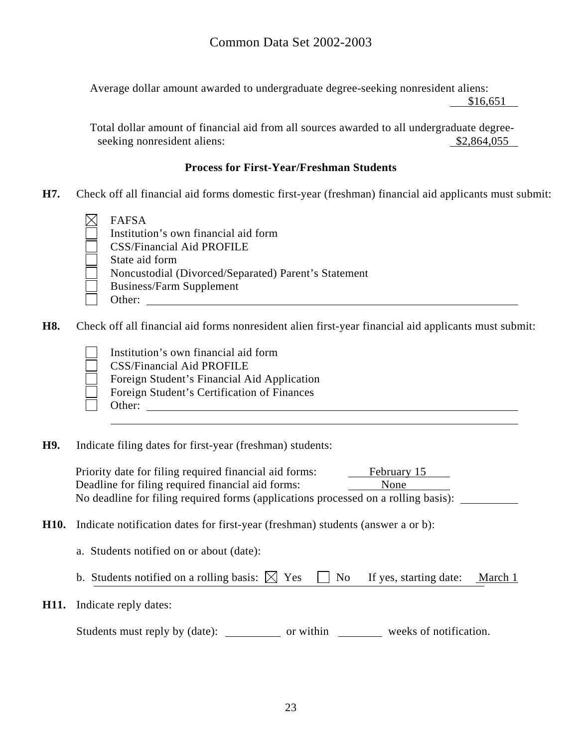Average dollar amount awarded to undergraduate degree-seeking nonresident aliens: \$16,651

Total dollar amount of financial aid from all sources awarded to all undergraduate degree-seeking nonresident aliens: \$2,864,055

### Process for First-Year/Freshman Students

**H7.** Check off all financial aid forms domestic first-year (freshman) financial aid applicants must submit:

- [x] FAFSA
- [ ] Institution's own financial aid form
- [ ] CSS/Financial Aid PROFILE
- [ ] State aid form
- [ ] Noncustodial (Divorced/Separated) Parent's Statement
- [ ] Business/Farm Supplement
- [ ] Other: ______

**H8.** Check off all financial aid forms nonresident alien first-year financial aid applicants must submit:

- [ ] Institution's own financial aid form
- [ ] CSS/Financial Aid PROFILE
- [ ] Foreign Student's Financial Aid Application
- [ ] Foreign Student's Certification of Finances
- [ ] Other: ______

**H9.** Indicate filing dates for first-year (freshman) students:

Priority date for filing required financial aid forms: February 15
Deadline for filing required financial aid forms: None
No deadline for filing required forms (applications processed on a rolling basis): ______

**H10.** Indicate notification dates for first-year (freshman) students (answer a or b):

a. Students notified on or about (date):

b. Students notified on a rolling basis: [x] Yes [ ] No If yes, starting date: March 1

**H11.** Indicate reply dates:

Students must reply by (date): ______ or within ______ weeks of notification.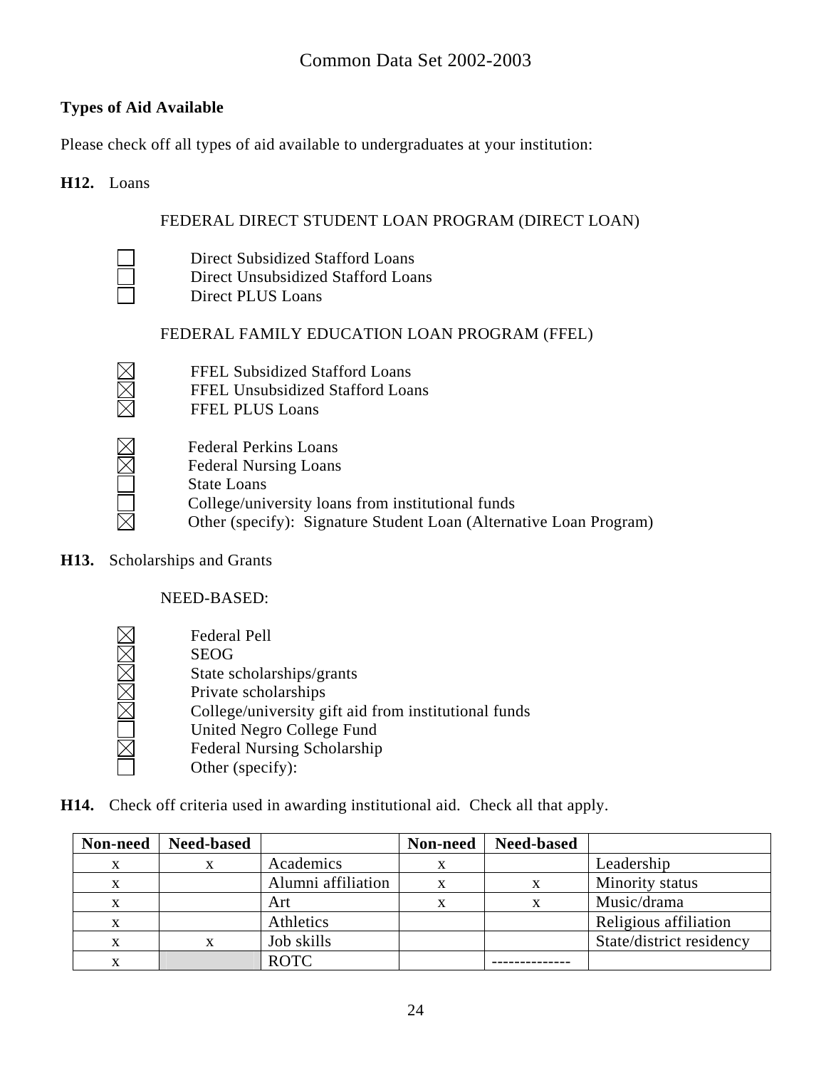## Types of Aid Available

Please check off all types of aid available to undergraduates at your institution:

**H12.** Loans

FEDERAL DIRECT STUDENT LOAN PROGRAM (DIRECT LOAN)

- ☐ Direct Subsidized Stafford Loans
- ☐ Direct Unsubsidized Stafford Loans
- ☐ Direct PLUS Loans

FEDERAL FAMILY EDUCATION LOAN PROGRAM (FFEL)

- ☒ FFEL Subsidized Stafford Loans
- ☒ FFEL Unsubsidized Stafford Loans
- ☒ FFEL PLUS Loans

- ☒ Federal Perkins Loans
- ☒ Federal Nursing Loans
- ☐ State Loans
- ☐ College/university loans from institutional funds
- ☒ Other (specify): Signature Student Loan (Alternative Loan Program)

**H13.** Scholarships and Grants

NEED-BASED:

- ☒ Federal Pell
- ☒ SEOG
- ☒ State scholarships/grants
- ☒ Private scholarships
- ☒ College/university gift aid from institutional funds
- ☐ United Negro College Fund
- ☒ Federal Nursing Scholarship
- ☐ Other (specify):

**H14.** Check off criteria used in awarding institutional aid. Check all that apply.

| Non-need | Need-based | | Non-need | Need-based | |
|---|---|---|---|---|---|
| x | x | Academics | x | | Leadership |
| x | | Alumni affiliation | x | x | Minority status |
| x | | Art | x | x | Music/drama |
| x | | Athletics | | | Religious affiliation |
| x | x | Job skills | | | State/district residency |
| x | | ROTC | | -------------- | |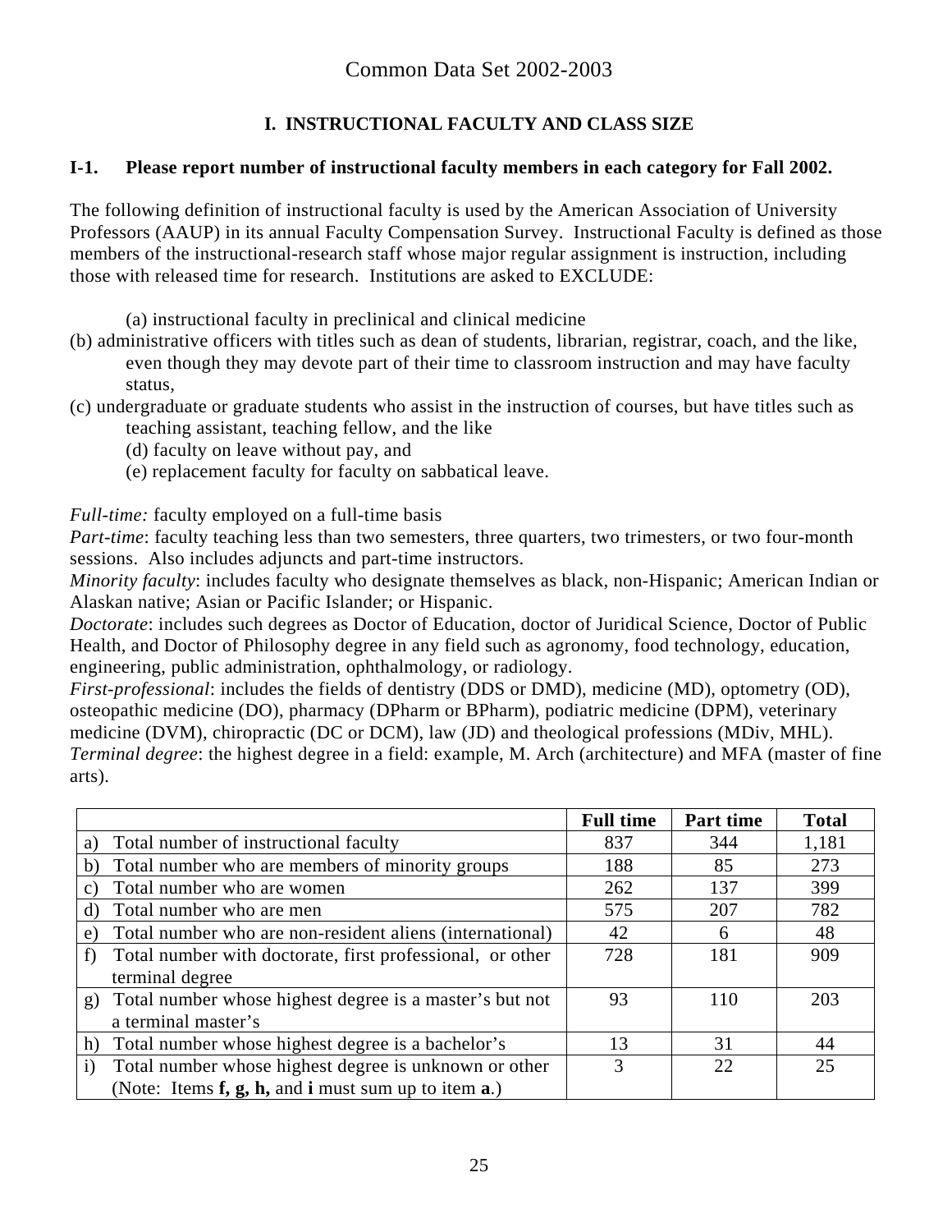# Common Data Set 2002-2003

## I. INSTRUCTIONAL FACULTY AND CLASS SIZE

### I-1. Please report number of instructional faculty members in each category for Fall 2002.

The following definition of instructional faculty is used by the American Association of University Professors (AAUP) in its annual Faculty Compensation Survey. Instructional Faculty is defined as those members of the instructional-research staff whose major regular assignment is instruction, including those with released time for research. Institutions are asked to EXCLUDE:

(a) instructional faculty in preclinical and clinical medicine
(b) administrative officers with titles such as dean of students, librarian, registrar, coach, and the like, even though they may devote part of their time to classroom instruction and may have faculty status,
(c) undergraduate or graduate students who assist in the instruction of courses, but have titles such as teaching assistant, teaching fellow, and the like
(d) faculty on leave without pay, and
(e) replacement faculty for faculty on sabbatical leave.

*Full-time:* faculty employed on a full-time basis
*Part-time*: faculty teaching less than two semesters, three quarters, two trimesters, or two four-month sessions. Also includes adjuncts and part-time instructors.
*Minority faculty*: includes faculty who designate themselves as black, non-Hispanic; American Indian or Alaskan native; Asian or Pacific Islander; or Hispanic.
*Doctorate*: includes such degrees as Doctor of Education, doctor of Juridical Science, Doctor of Public Health, and Doctor of Philosophy degree in any field such as agronomy, food technology, education, engineering, public administration, ophthalmology, or radiology.
*First-professional*: includes the fields of dentistry (DDS or DMD), medicine (MD), optometry (OD), osteopathic medicine (DO), pharmacy (DPharm or BPharm), podiatric medicine (DPM), veterinary medicine (DVM), chiropractic (DC or DCM), law (JD) and theological professions (MDiv, MHL).
*Terminal degree*: the highest degree in a field: example, M. Arch (architecture) and MFA (master of fine arts).

| | Full time | Part time | Total |
|---|---|---|---|
| a) Total number of instructional faculty | 837 | 344 | 1,181 |
| b) Total number who are members of minority groups | 188 | 85 | 273 |
| c) Total number who are women | 262 | 137 | 399 |
| d) Total number who are men | 575 | 207 | 782 |
| e) Total number who are non-resident aliens (international) | 42 | 6 | 48 |
| f) Total number with doctorate, first professional, or other terminal degree | 728 | 181 | 909 |
| g) Total number whose highest degree is a master's but not a terminal master's | 93 | 110 | 203 |
| h) Total number whose highest degree is a bachelor's | 13 | 31 | 44 |
| i) Total number whose highest degree is unknown or other (Note: Items **f, g, h,** and **i** must sum up to item **a**.) | 3 | 22 | 25 |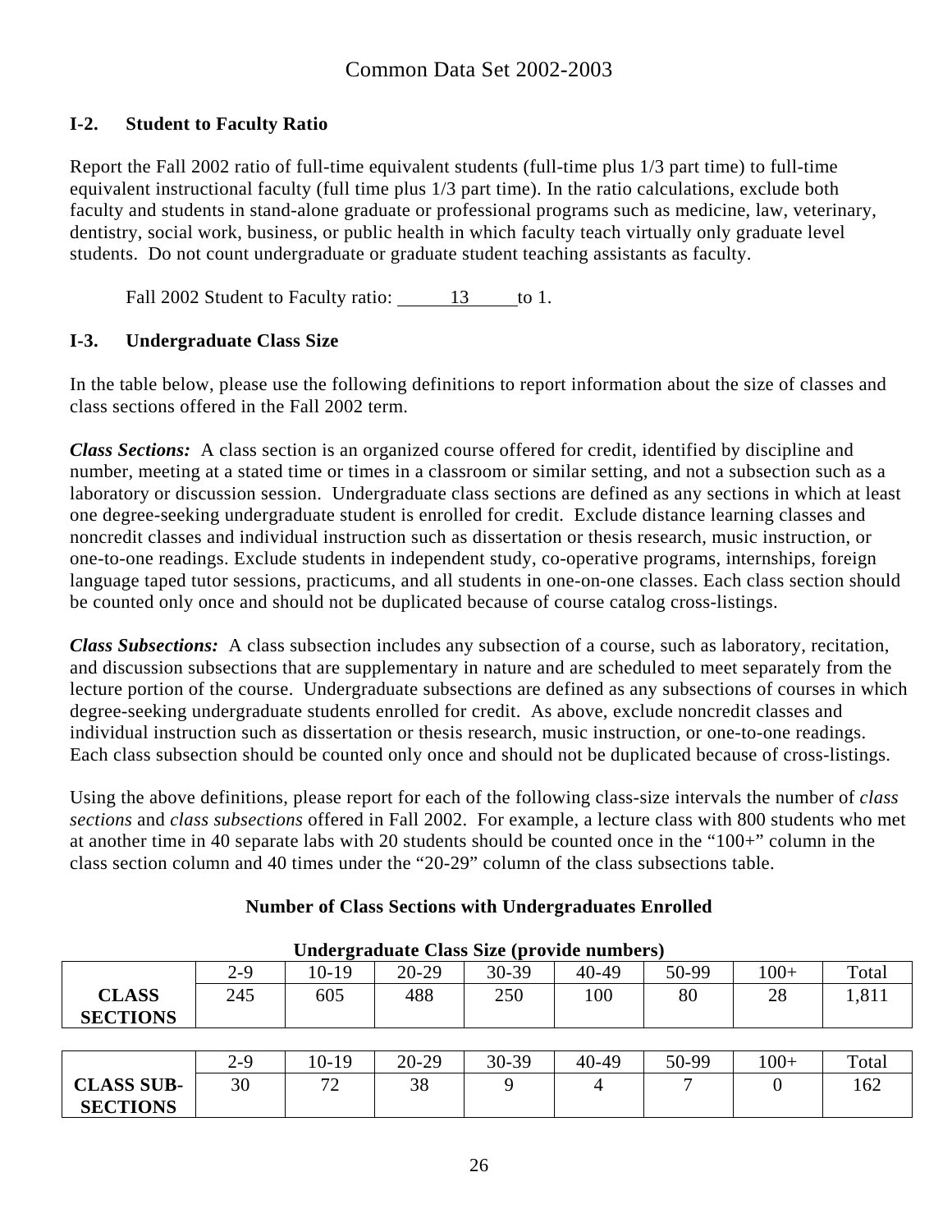Common Data Set 2002-2003

### I-2. Student to Faculty Ratio

Report the Fall 2002 ratio of full-time equivalent students (full-time plus 1/3 part time) to full-time equivalent instructional faculty (full time plus 1/3 part time). In the ratio calculations, exclude both faculty and students in stand-alone graduate or professional programs such as medicine, law, veterinary, dentistry, social work, business, or public health in which faculty teach virtually only graduate level students. Do not count undergraduate or graduate student teaching assistants as faculty.

Fall 2002 Student to Faculty ratio: 13 to 1.

### I-3. Undergraduate Class Size

In the table below, please use the following definitions to report information about the size of classes and class sections offered in the Fall 2002 term.

***Class Sections:*** A class section is an organized course offered for credit, identified by discipline and number, meeting at a stated time or times in a classroom or similar setting, and not a subsection such as a laboratory or discussion session. Undergraduate class sections are defined as any sections in which at least one degree-seeking undergraduate student is enrolled for credit. Exclude distance learning classes and noncredit classes and individual instruction such as dissertation or thesis research, music instruction, or one-to-one readings. Exclude students in independent study, co-operative programs, internships, foreign language taped tutor sessions, practicums, and all students in one-on-one classes. Each class section should be counted only once and should not be duplicated because of course catalog cross-listings.

***Class Subsections:*** A class subsection includes any subsection of a course, such as laboratory, recitation, and discussion subsections that are supplementary in nature and are scheduled to meet separately from the lecture portion of the course. Undergraduate subsections are defined as any subsections of courses in which degree-seeking undergraduate students enrolled for credit. As above, exclude noncredit classes and individual instruction such as dissertation or thesis research, music instruction, or one-to-one readings. Each class subsection should be counted only once and should not be duplicated because of cross-listings.

Using the above definitions, please report for each of the following class-size intervals the number of *class sections* and *class subsections* offered in Fall 2002. For example, a lecture class with 800 students who met at another time in 40 separate labs with 20 students should be counted once in the "100+" column in the class section column and 40 times under the "20-29" column of the class subsections table.

**Number of Class Sections with Undergraduates Enrolled**

**Undergraduate Class Size (provide numbers)**

| | 2-9 | 10-19 | 20-29 | 30-39 | 40-49 | 50-99 | 100+ | Total |
|---|---|---|---|---|---|---|---|---|
| **CLASS SECTIONS** | 245 | 605 | 488 | 250 | 100 | 80 | 28 | 1,811 |

| | 2-9 | 10-19 | 20-29 | 30-39 | 40-49 | 50-99 | 100+ | Total |
|---|---|---|---|---|---|---|---|---|
| **CLASS SUB-SECTIONS** | 30 | 72 | 38 | 9 | 4 | 7 | 0 | 162 |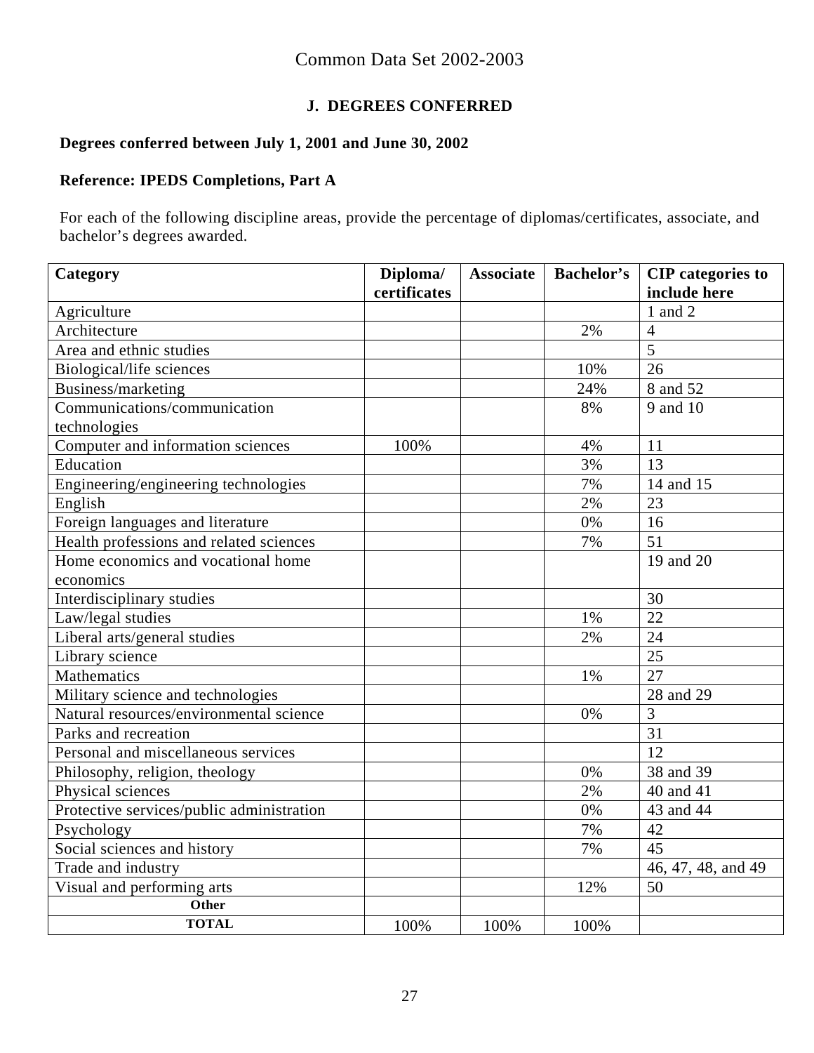Common Data Set 2002-2003

## J. DEGREES CONFERRED

**Degrees conferred between July 1, 2001 and June 30, 2002**

**Reference: IPEDS Completions, Part A**

For each of the following discipline areas, provide the percentage of diplomas/certificates, associate, and bachelor's degrees awarded.

| Category | Diploma/ certificates | Associate | Bachelor's | CIP categories to include here |
|---|---|---|---|---|
| Agriculture | | | | 1 and 2 |
| Architecture | | | 2% | 4 |
| Area and ethnic studies | | | | 5 |
| Biological/life sciences | | | 10% | 26 |
| Business/marketing | | | 24% | 8 and 52 |
| Communications/communication technologies | | | 8% | 9 and 10 |
| Computer and information sciences | 100% | | 4% | 11 |
| Education | | | 3% | 13 |
| Engineering/engineering technologies | | | 7% | 14 and 15 |
| English | | | 2% | 23 |
| Foreign languages and literature | | | 0% | 16 |
| Health professions and related sciences | | | 7% | 51 |
| Home economics and vocational home economics | | | | 19 and 20 |
| Interdisciplinary studies | | | | 30 |
| Law/legal studies | | | 1% | 22 |
| Liberal arts/general studies | | | 2% | 24 |
| Library science | | | | 25 |
| Mathematics | | | 1% | 27 |
| Military science and technologies | | | | 28 and 29 |
| Natural resources/environmental science | | | 0% | 3 |
| Parks and recreation | | | | 31 |
| Personal and miscellaneous services | | | | 12 |
| Philosophy, religion, theology | | | 0% | 38 and 39 |
| Physical sciences | | | 2% | 40 and 41 |
| Protective services/public administration | | | 0% | 43 and 44 |
| Psychology | | | 7% | 42 |
| Social sciences and history | | | 7% | 45 |
| Trade and industry | | | | 46, 47, 48, and 49 |
| Visual and performing arts | | | 12% | 50 |
| **Other** | | | | |
| **TOTAL** | 100% | 100% | 100% | |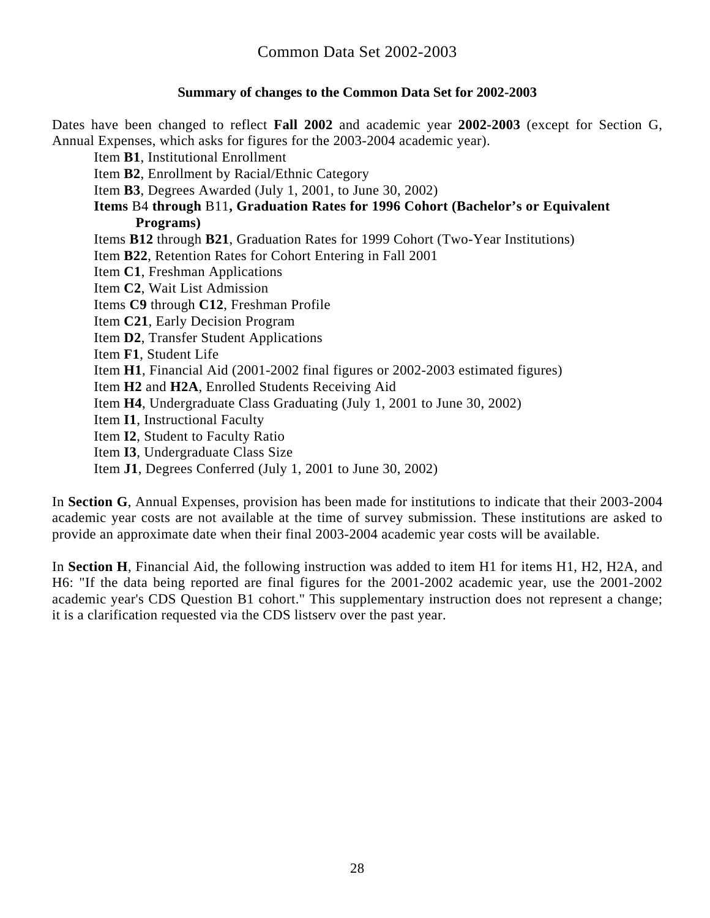# Common Data Set 2002-2003

**Summary of changes to the Common Data Set for 2002-2003**

Dates have been changed to reflect **Fall 2002** and academic year **2002-2003** (except for Section G, Annual Expenses, which asks for figures for the 2003-2004 academic year).

- Item **B1**, Institutional Enrollment
- Item **B2**, Enrollment by Racial/Ethnic Category
- Item **B3**, Degrees Awarded (July 1, 2001, to June 30, 2002)
- **Items** B4 **through** B11**, Graduation Rates for 1996 Cohort (Bachelor's or Equivalent Programs)**
- Items **B12** through **B21**, Graduation Rates for 1999 Cohort (Two-Year Institutions)
- Item **B22**, Retention Rates for Cohort Entering in Fall 2001
- Item **C1**, Freshman Applications
- Item **C2**, Wait List Admission
- Items **C9** through **C12**, Freshman Profile
- Item **C21**, Early Decision Program
- Item **D2**, Transfer Student Applications
- Item **F1**, Student Life
- Item **H1**, Financial Aid (2001-2002 final figures or 2002-2003 estimated figures)
- Item **H2** and **H2A**, Enrolled Students Receiving Aid
- Item **H4**, Undergraduate Class Graduating (July 1, 2001 to June 30, 2002)
- Item **I1**, Instructional Faculty
- Item **I2**, Student to Faculty Ratio
- Item **I3**, Undergraduate Class Size
- Item **J1**, Degrees Conferred (July 1, 2001 to June 30, 2002)

In **Section G**, Annual Expenses, provision has been made for institutions to indicate that their 2003-2004 academic year costs are not available at the time of survey submission. These institutions are asked to provide an approximate date when their final 2003-2004 academic year costs will be available.

In **Section H**, Financial Aid, the following instruction was added to item H1 for items H1, H2, H2A, and H6: "If the data being reported are final figures for the 2001-2002 academic year, use the 2001-2002 academic year's CDS Question B1 cohort." This supplementary instruction does not represent a change; it is a clarification requested via the CDS listserv over the past year.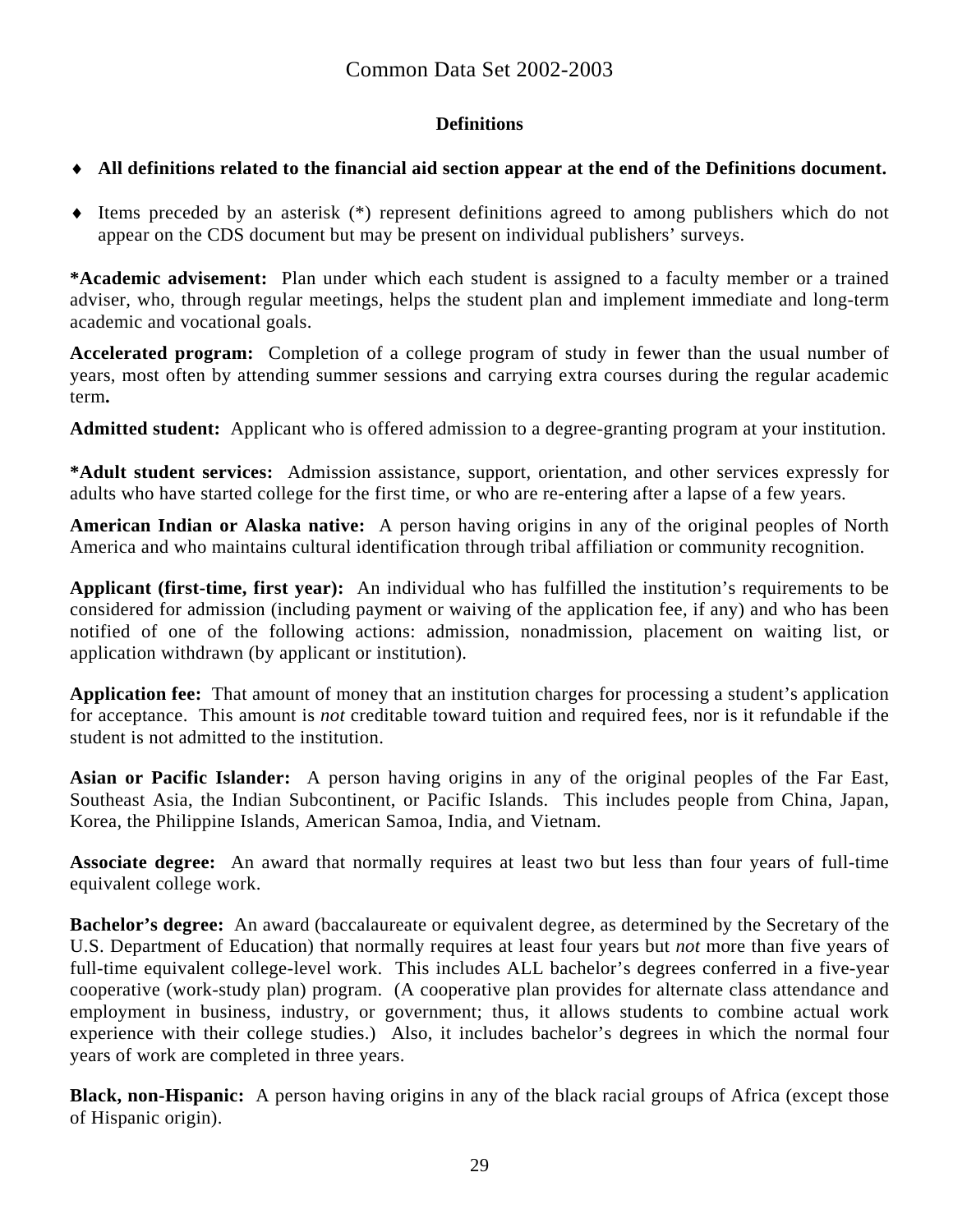# Common Data Set 2002-2003

## Definitions

- **All definitions related to the financial aid section appear at the end of the Definitions document.**
- Items preceded by an asterisk (*) represent definitions agreed to among publishers which do not appear on the CDS document but may be present on individual publishers' surveys.

**\*Academic advisement:** Plan under which each student is assigned to a faculty member or a trained adviser, who, through regular meetings, helps the student plan and implement immediate and long-term academic and vocational goals.

**Accelerated program:** Completion of a college program of study in fewer than the usual number of years, most often by attending summer sessions and carrying extra courses during the regular academic term**.**

**Admitted student:** Applicant who is offered admission to a degree-granting program at your institution.

**\*Adult student services:** Admission assistance, support, orientation, and other services expressly for adults who have started college for the first time, or who are re-entering after a lapse of a few years.

**American Indian or Alaska native:** A person having origins in any of the original peoples of North America and who maintains cultural identification through tribal affiliation or community recognition.

**Applicant (first-time, first year):** An individual who has fulfilled the institution's requirements to be considered for admission (including payment or waiving of the application fee, if any) and who has been notified of one of the following actions: admission, nonadmission, placement on waiting list, or application withdrawn (by applicant or institution).

**Application fee:** That amount of money that an institution charges for processing a student's application for acceptance. This amount is *not* creditable toward tuition and required fees, nor is it refundable if the student is not admitted to the institution.

**Asian or Pacific Islander:** A person having origins in any of the original peoples of the Far East, Southeast Asia, the Indian Subcontinent, or Pacific Islands. This includes people from China, Japan, Korea, the Philippine Islands, American Samoa, India, and Vietnam.

**Associate degree:** An award that normally requires at least two but less than four years of full-time equivalent college work.

**Bachelor's degree:** An award (baccalaureate or equivalent degree, as determined by the Secretary of the U.S. Department of Education) that normally requires at least four years but *not* more than five years of full-time equivalent college-level work. This includes ALL bachelor's degrees conferred in a five-year cooperative (work-study plan) program. (A cooperative plan provides for alternate class attendance and employment in business, industry, or government; thus, it allows students to combine actual work experience with their college studies.) Also, it includes bachelor's degrees in which the normal four years of work are completed in three years.

**Black, non-Hispanic:** A person having origins in any of the black racial groups of Africa (except those of Hispanic origin).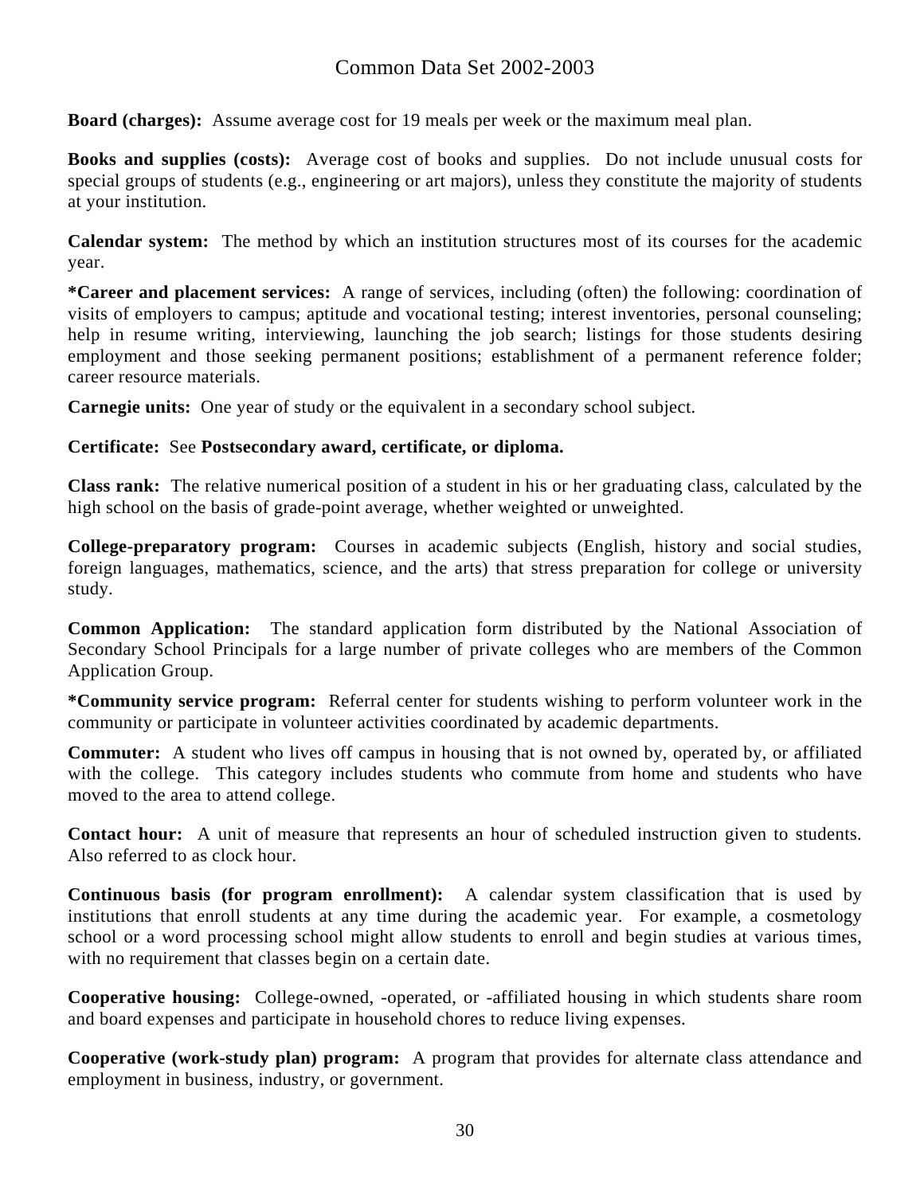**Board (charges):** Assume average cost for 19 meals per week or the maximum meal plan.

**Books and supplies (costs):** Average cost of books and supplies. Do not include unusual costs for special groups of students (e.g., engineering or art majors), unless they constitute the majority of students at your institution.

**Calendar system:** The method by which an institution structures most of its courses for the academic year.

**\*Career and placement services:** A range of services, including (often) the following: coordination of visits of employers to campus; aptitude and vocational testing; interest inventories, personal counseling; help in resume writing, interviewing, launching the job search; listings for those students desiring employment and those seeking permanent positions; establishment of a permanent reference folder; career resource materials.

**Carnegie units:** One year of study or the equivalent in a secondary school subject.

**Certificate:** See **Postsecondary award, certificate, or diploma.**

**Class rank:** The relative numerical position of a student in his or her graduating class, calculated by the high school on the basis of grade-point average, whether weighted or unweighted.

**College-preparatory program:** Courses in academic subjects (English, history and social studies, foreign languages, mathematics, science, and the arts) that stress preparation for college or university study.

**Common Application:** The standard application form distributed by the National Association of Secondary School Principals for a large number of private colleges who are members of the Common Application Group.

**\*Community service program:** Referral center for students wishing to perform volunteer work in the community or participate in volunteer activities coordinated by academic departments.

**Commuter:** A student who lives off campus in housing that is not owned by, operated by, or affiliated with the college. This category includes students who commute from home and students who have moved to the area to attend college.

**Contact hour:** A unit of measure that represents an hour of scheduled instruction given to students. Also referred to as clock hour.

**Continuous basis (for program enrollment):** A calendar system classification that is used by institutions that enroll students at any time during the academic year. For example, a cosmetology school or a word processing school might allow students to enroll and begin studies at various times, with no requirement that classes begin on a certain date.

**Cooperative housing:** College-owned, -operated, or -affiliated housing in which students share room and board expenses and participate in household chores to reduce living expenses.

**Cooperative (work-study plan) program:** A program that provides for alternate class attendance and employment in business, industry, or government.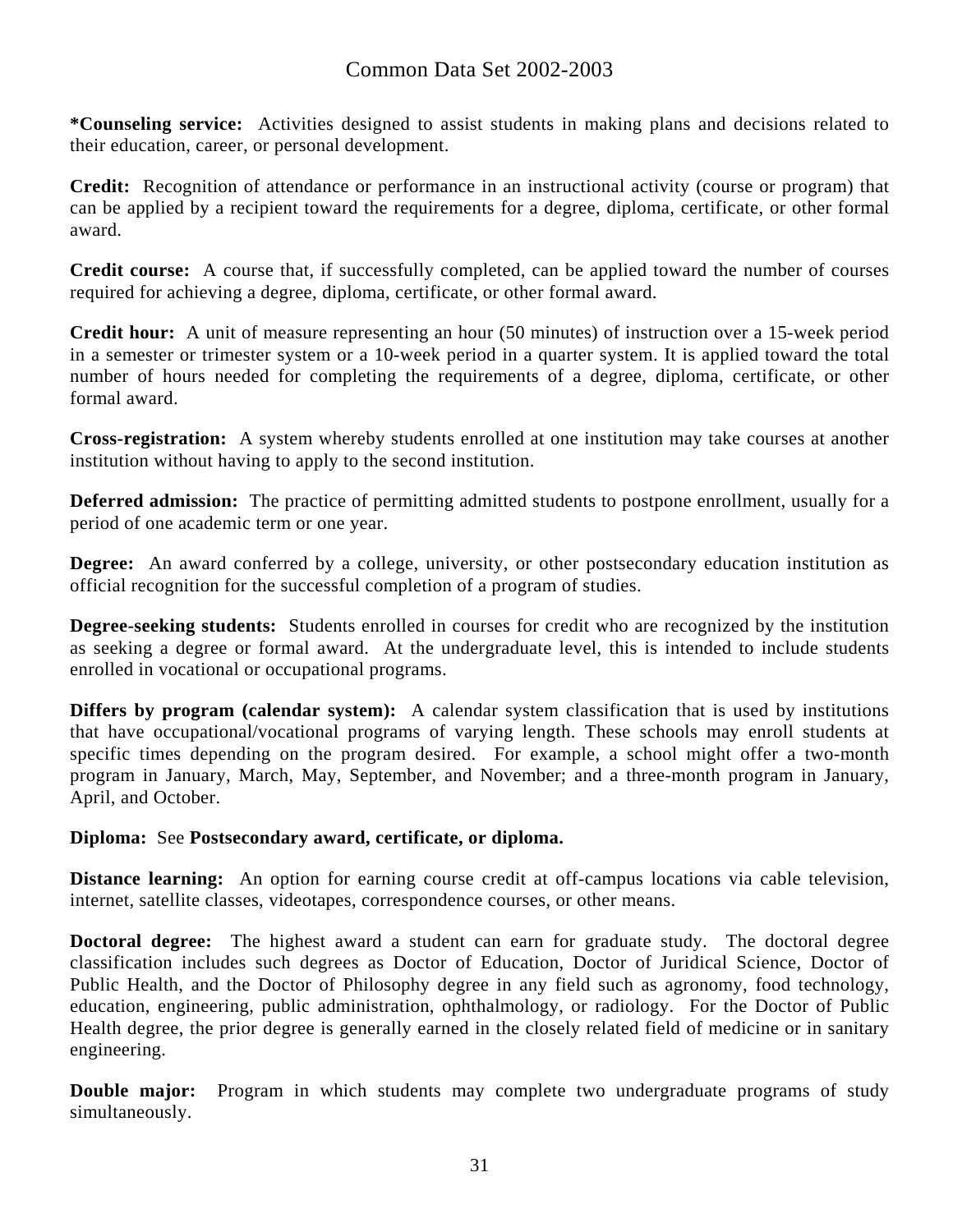**\*Counseling service:** Activities designed to assist students in making plans and decisions related to their education, career, or personal development.

**Credit:** Recognition of attendance or performance in an instructional activity (course or program) that can be applied by a recipient toward the requirements for a degree, diploma, certificate, or other formal award.

**Credit course:** A course that, if successfully completed, can be applied toward the number of courses required for achieving a degree, diploma, certificate, or other formal award.

**Credit hour:** A unit of measure representing an hour (50 minutes) of instruction over a 15-week period in a semester or trimester system or a 10-week period in a quarter system. It is applied toward the total number of hours needed for completing the requirements of a degree, diploma, certificate, or other formal award.

**Cross-registration:** A system whereby students enrolled at one institution may take courses at another institution without having to apply to the second institution.

**Deferred admission:** The practice of permitting admitted students to postpone enrollment, usually for a period of one academic term or one year.

**Degree:** An award conferred by a college, university, or other postsecondary education institution as official recognition for the successful completion of a program of studies.

**Degree-seeking students:** Students enrolled in courses for credit who are recognized by the institution as seeking a degree or formal award. At the undergraduate level, this is intended to include students enrolled in vocational or occupational programs.

**Differs by program (calendar system):** A calendar system classification that is used by institutions that have occupational/vocational programs of varying length. These schools may enroll students at specific times depending on the program desired. For example, a school might offer a two-month program in January, March, May, September, and November; and a three-month program in January, April, and October.

**Diploma:** See **Postsecondary award, certificate, or diploma.**

**Distance learning:** An option for earning course credit at off-campus locations via cable television, internet, satellite classes, videotapes, correspondence courses, or other means.

**Doctoral degree:** The highest award a student can earn for graduate study. The doctoral degree classification includes such degrees as Doctor of Education, Doctor of Juridical Science, Doctor of Public Health, and the Doctor of Philosophy degree in any field such as agronomy, food technology, education, engineering, public administration, ophthalmology, or radiology. For the Doctor of Public Health degree, the prior degree is generally earned in the closely related field of medicine or in sanitary engineering.

**Double major:** Program in which students may complete two undergraduate programs of study simultaneously.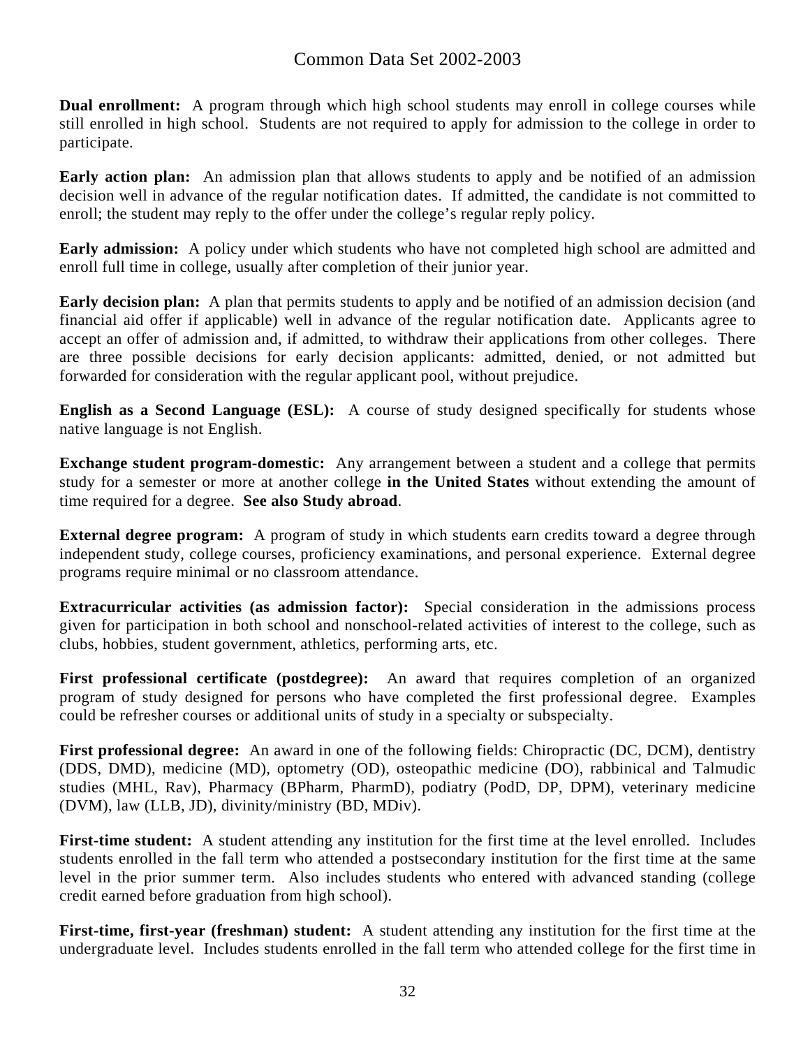**Dual enrollment:** A program through which high school students may enroll in college courses while still enrolled in high school. Students are not required to apply for admission to the college in order to participate.

**Early action plan:** An admission plan that allows students to apply and be notified of an admission decision well in advance of the regular notification dates. If admitted, the candidate is not committed to enroll; the student may reply to the offer under the college's regular reply policy.

**Early admission:** A policy under which students who have not completed high school are admitted and enroll full time in college, usually after completion of their junior year.

**Early decision plan:** A plan that permits students to apply and be notified of an admission decision (and financial aid offer if applicable) well in advance of the regular notification date. Applicants agree to accept an offer of admission and, if admitted, to withdraw their applications from other colleges. There are three possible decisions for early decision applicants: admitted, denied, or not admitted but forwarded for consideration with the regular applicant pool, without prejudice.

**English as a Second Language (ESL):** A course of study designed specifically for students whose native language is not English.

**Exchange student program-domestic:** Any arrangement between a student and a college that permits study for a semester or more at another college **in the United States** without extending the amount of time required for a degree. **See also Study abroad**.

**External degree program:** A program of study in which students earn credits toward a degree through independent study, college courses, proficiency examinations, and personal experience. External degree programs require minimal or no classroom attendance.

**Extracurricular activities (as admission factor):** Special consideration in the admissions process given for participation in both school and nonschool-related activities of interest to the college, such as clubs, hobbies, student government, athletics, performing arts, etc.

**First professional certificate (postdegree):** An award that requires completion of an organized program of study designed for persons who have completed the first professional degree. Examples could be refresher courses or additional units of study in a specialty or subspecialty.

**First professional degree:** An award in one of the following fields: Chiropractic (DC, DCM), dentistry (DDS, DMD), medicine (MD), optometry (OD), osteopathic medicine (DO), rabbinical and Talmudic studies (MHL, Rav), Pharmacy (BPharm, PharmD), podiatry (PodD, DP, DPM), veterinary medicine (DVM), law (LLB, JD), divinity/ministry (BD, MDiv).

**First-time student:** A student attending any institution for the first time at the level enrolled. Includes students enrolled in the fall term who attended a postsecondary institution for the first time at the same level in the prior summer term. Also includes students who entered with advanced standing (college credit earned before graduation from high school).

**First-time, first-year (freshman) student:** A student attending any institution for the first time at the undergraduate level. Includes students enrolled in the fall term who attended college for the first time in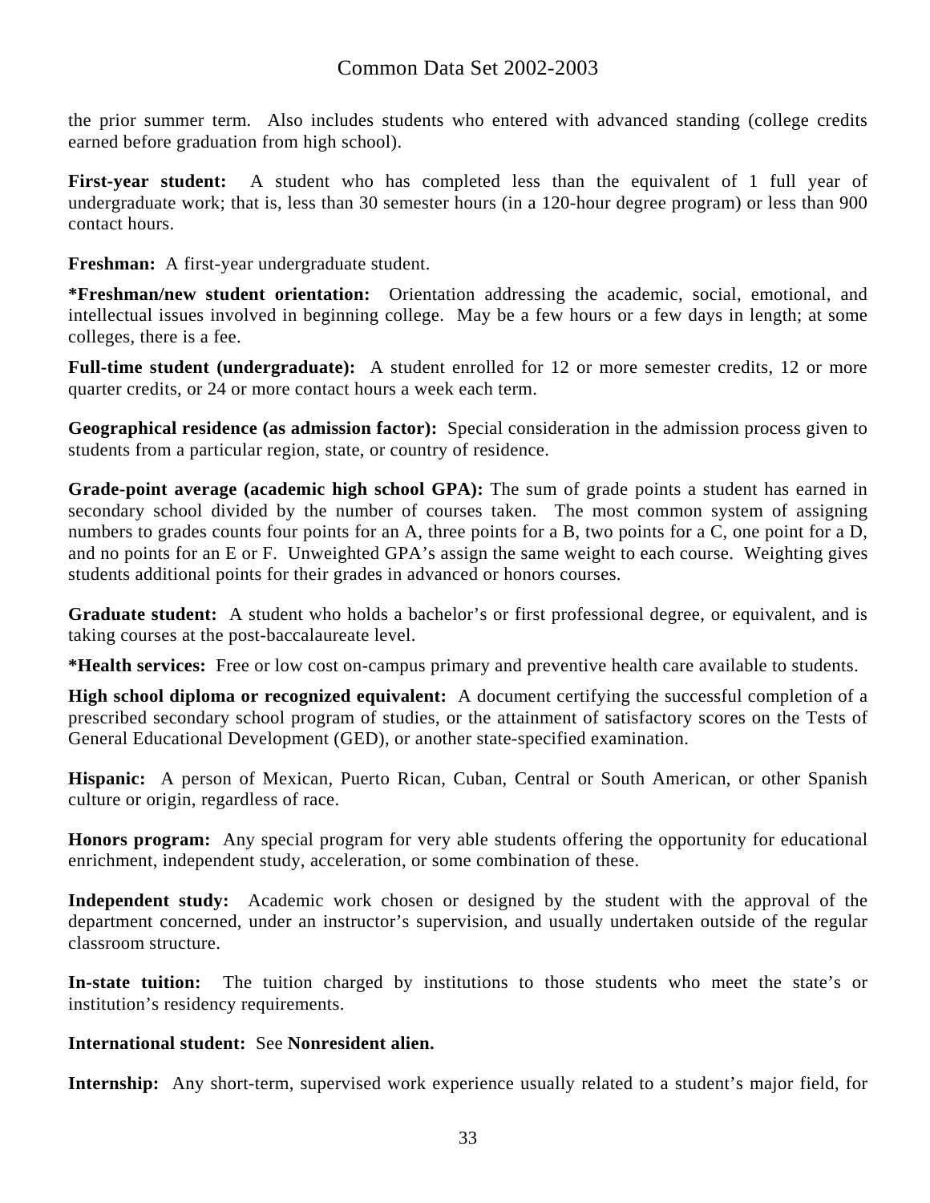the prior summer term. Also includes students who entered with advanced standing (college credits earned before graduation from high school).

**First-year student:** A student who has completed less than the equivalent of 1 full year of undergraduate work; that is, less than 30 semester hours (in a 120-hour degree program) or less than 900 contact hours.

**Freshman:** A first-year undergraduate student.

***Freshman/new student orientation:** Orientation addressing the academic, social, emotional, and intellectual issues involved in beginning college. May be a few hours or a few days in length; at some colleges, there is a fee.

**Full-time student (undergraduate):** A student enrolled for 12 or more semester credits, 12 or more quarter credits, or 24 or more contact hours a week each term.

**Geographical residence (as admission factor):** Special consideration in the admission process given to students from a particular region, state, or country of residence.

**Grade-point average (academic high school GPA):** The sum of grade points a student has earned in secondary school divided by the number of courses taken. The most common system of assigning numbers to grades counts four points for an A, three points for a B, two points for a C, one point for a D, and no points for an E or F. Unweighted GPA's assign the same weight to each course. Weighting gives students additional points for their grades in advanced or honors courses.

**Graduate student:** A student who holds a bachelor's or first professional degree, or equivalent, and is taking courses at the post-baccalaureate level.

***Health services:** Free or low cost on-campus primary and preventive health care available to students.

**High school diploma or recognized equivalent:** A document certifying the successful completion of a prescribed secondary school program of studies, or the attainment of satisfactory scores on the Tests of General Educational Development (GED), or another state-specified examination.

**Hispanic:** A person of Mexican, Puerto Rican, Cuban, Central or South American, or other Spanish culture or origin, regardless of race.

**Honors program:** Any special program for very able students offering the opportunity for educational enrichment, independent study, acceleration, or some combination of these.

**Independent study:** Academic work chosen or designed by the student with the approval of the department concerned, under an instructor's supervision, and usually undertaken outside of the regular classroom structure.

**In-state tuition:** The tuition charged by institutions to those students who meet the state's or institution's residency requirements.

**International student:** See **Nonresident alien.**

**Internship:** Any short-term, supervised work experience usually related to a student's major field, for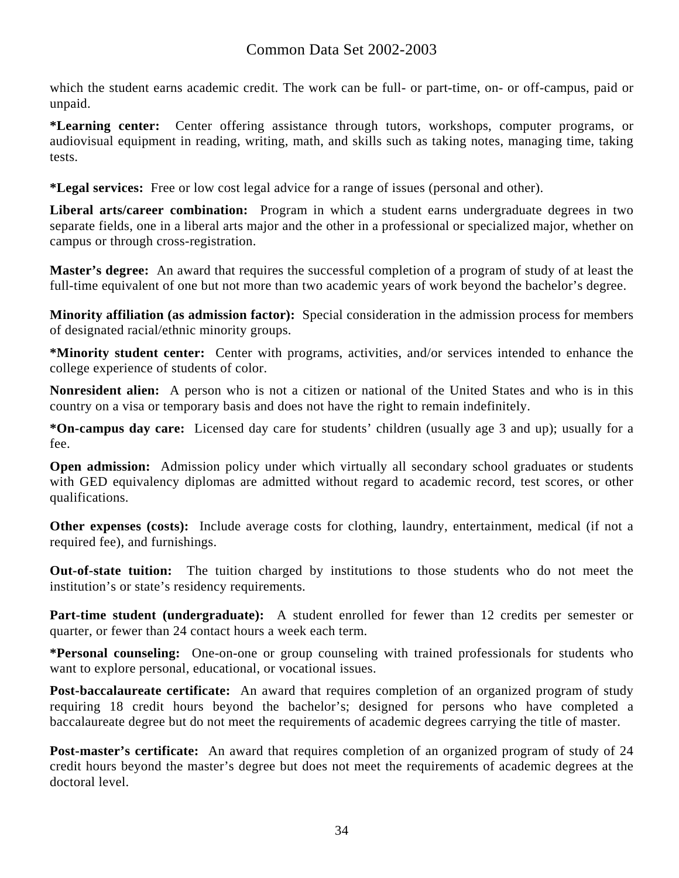which the student earns academic credit. The work can be full- or part-time, on- or off-campus, paid or unpaid.

**\*Learning center:** Center offering assistance through tutors, workshops, computer programs, or audiovisual equipment in reading, writing, math, and skills such as taking notes, managing time, taking tests.

**\*Legal services:** Free or low cost legal advice for a range of issues (personal and other).

**Liberal arts/career combination:** Program in which a student earns undergraduate degrees in two separate fields, one in a liberal arts major and the other in a professional or specialized major, whether on campus or through cross-registration.

**Master's degree:** An award that requires the successful completion of a program of study of at least the full-time equivalent of one but not more than two academic years of work beyond the bachelor's degree.

**Minority affiliation (as admission factor):** Special consideration in the admission process for members of designated racial/ethnic minority groups.

**\*Minority student center:** Center with programs, activities, and/or services intended to enhance the college experience of students of color.

**Nonresident alien:** A person who is not a citizen or national of the United States and who is in this country on a visa or temporary basis and does not have the right to remain indefinitely.

**\*On-campus day care:** Licensed day care for students' children (usually age 3 and up); usually for a fee.

**Open admission:** Admission policy under which virtually all secondary school graduates or students with GED equivalency diplomas are admitted without regard to academic record, test scores, or other qualifications.

**Other expenses (costs):** Include average costs for clothing, laundry, entertainment, medical (if not a required fee), and furnishings.

**Out-of-state tuition:** The tuition charged by institutions to those students who do not meet the institution's or state's residency requirements.

**Part-time student (undergraduate):** A student enrolled for fewer than 12 credits per semester or quarter, or fewer than 24 contact hours a week each term.

**\*Personal counseling:** One-on-one or group counseling with trained professionals for students who want to explore personal, educational, or vocational issues.

**Post-baccalaureate certificate:** An award that requires completion of an organized program of study requiring 18 credit hours beyond the bachelor's; designed for persons who have completed a baccalaureate degree but do not meet the requirements of academic degrees carrying the title of master.

**Post-master's certificate:** An award that requires completion of an organized program of study of 24 credit hours beyond the master's degree but does not meet the requirements of academic degrees at the doctoral level.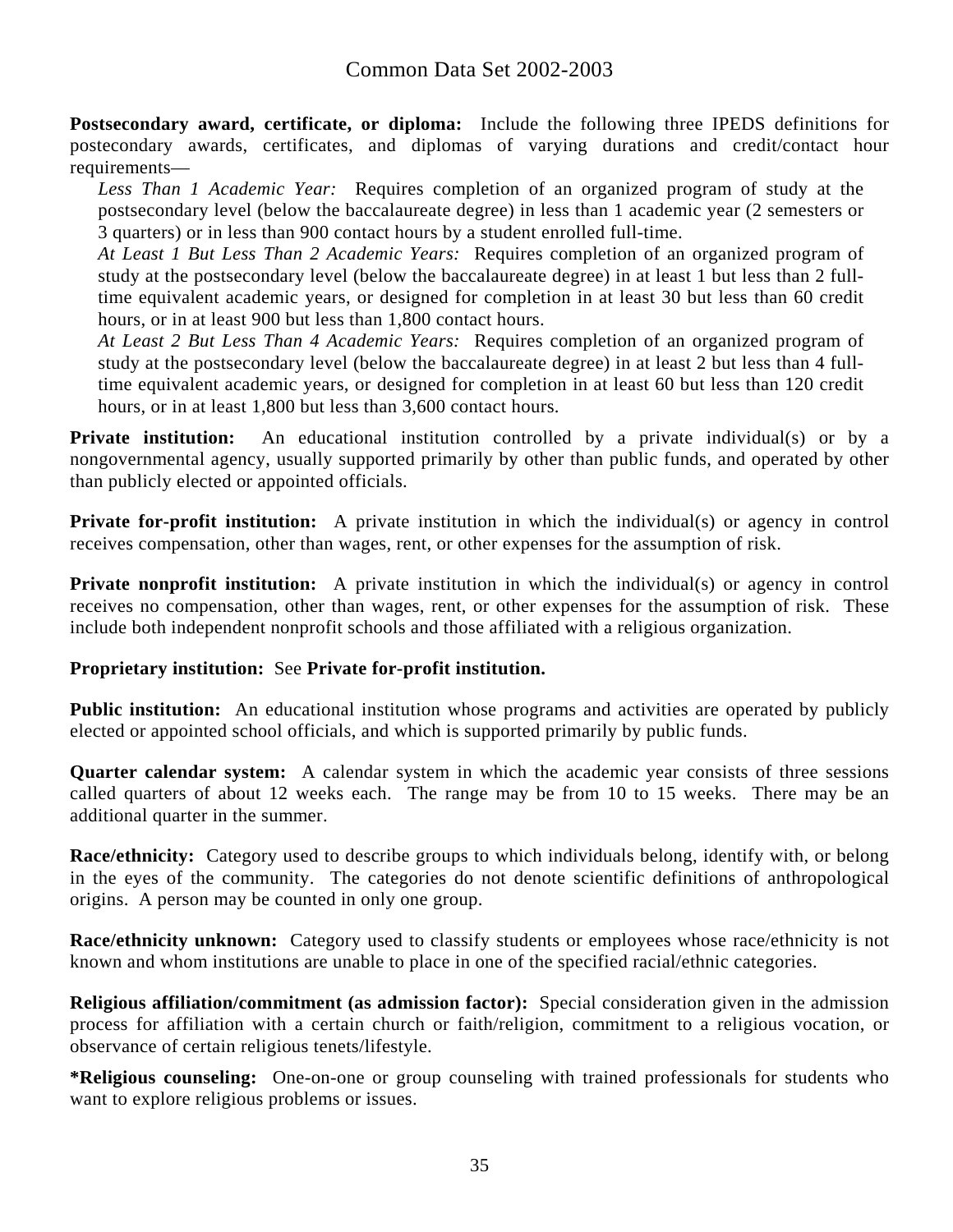**Postsecondary award, certificate, or diploma:** Include the following three IPEDS definitions for postecondary awards, certificates, and diplomas of varying durations and credit/contact hour requirements—

*Less Than 1 Academic Year:* Requires completion of an organized program of study at the postsecondary level (below the baccalaureate degree) in less than 1 academic year (2 semesters or 3 quarters) or in less than 900 contact hours by a student enrolled full-time.

*At Least 1 But Less Than 2 Academic Years:* Requires completion of an organized program of study at the postsecondary level (below the baccalaureate degree) in at least 1 but less than 2 full-time equivalent academic years, or designed for completion in at least 30 but less than 60 credit hours, or in at least 900 but less than 1,800 contact hours.

*At Least 2 But Less Than 4 Academic Years:* Requires completion of an organized program of study at the postsecondary level (below the baccalaureate degree) in at least 2 but less than 4 full-time equivalent academic years, or designed for completion in at least 60 but less than 120 credit hours, or in at least 1,800 but less than 3,600 contact hours.

**Private institution:** An educational institution controlled by a private individual(s) or by a nongovernmental agency, usually supported primarily by other than public funds, and operated by other than publicly elected or appointed officials.

**Private for-profit institution:** A private institution in which the individual(s) or agency in control receives compensation, other than wages, rent, or other expenses for the assumption of risk.

**Private nonprofit institution:** A private institution in which the individual(s) or agency in control receives no compensation, other than wages, rent, or other expenses for the assumption of risk. These include both independent nonprofit schools and those affiliated with a religious organization.

**Proprietary institution:** See **Private for-profit institution.**

**Public institution:** An educational institution whose programs and activities are operated by publicly elected or appointed school officials, and which is supported primarily by public funds.

**Quarter calendar system:** A calendar system in which the academic year consists of three sessions called quarters of about 12 weeks each. The range may be from 10 to 15 weeks. There may be an additional quarter in the summer.

**Race/ethnicity:** Category used to describe groups to which individuals belong, identify with, or belong in the eyes of the community. The categories do not denote scientific definitions of anthropological origins. A person may be counted in only one group.

**Race/ethnicity unknown:** Category used to classify students or employees whose race/ethnicity is not known and whom institutions are unable to place in one of the specified racial/ethnic categories.

**Religious affiliation/commitment (as admission factor):** Special consideration given in the admission process for affiliation with a certain church or faith/religion, commitment to a religious vocation, or observance of certain religious tenets/lifestyle.

***Religious counseling:** One-on-one or group counseling with trained professionals for students who want to explore religious problems or issues.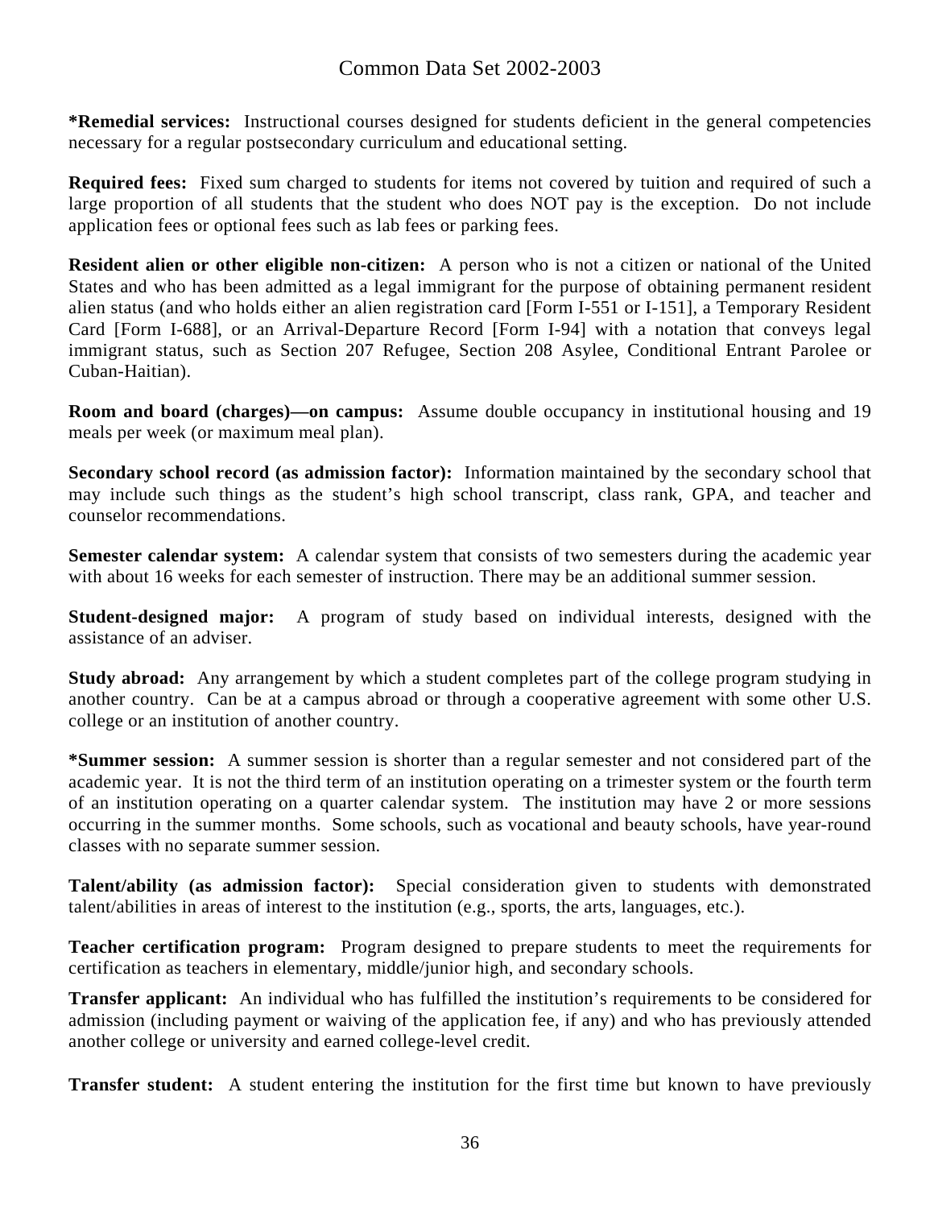**\*Remedial services:** Instructional courses designed for students deficient in the general competencies necessary for a regular postsecondary curriculum and educational setting.

**Required fees:** Fixed sum charged to students for items not covered by tuition and required of such a large proportion of all students that the student who does NOT pay is the exception. Do not include application fees or optional fees such as lab fees or parking fees.

**Resident alien or other eligible non-citizen:** A person who is not a citizen or national of the United States and who has been admitted as a legal immigrant for the purpose of obtaining permanent resident alien status (and who holds either an alien registration card [Form I-551 or I-151], a Temporary Resident Card [Form I-688], or an Arrival-Departure Record [Form I-94] with a notation that conveys legal immigrant status, such as Section 207 Refugee, Section 208 Asylee, Conditional Entrant Parolee or Cuban-Haitian).

**Room and board (charges)—on campus:** Assume double occupancy in institutional housing and 19 meals per week (or maximum meal plan).

**Secondary school record (as admission factor):** Information maintained by the secondary school that may include such things as the student's high school transcript, class rank, GPA, and teacher and counselor recommendations.

**Semester calendar system:** A calendar system that consists of two semesters during the academic year with about 16 weeks for each semester of instruction. There may be an additional summer session.

**Student-designed major:** A program of study based on individual interests, designed with the assistance of an adviser.

**Study abroad:** Any arrangement by which a student completes part of the college program studying in another country. Can be at a campus abroad or through a cooperative agreement with some other U.S. college or an institution of another country.

**\*Summer session:** A summer session is shorter than a regular semester and not considered part of the academic year. It is not the third term of an institution operating on a trimester system or the fourth term of an institution operating on a quarter calendar system. The institution may have 2 or more sessions occurring in the summer months. Some schools, such as vocational and beauty schools, have year-round classes with no separate summer session.

**Talent/ability (as admission factor):** Special consideration given to students with demonstrated talent/abilities in areas of interest to the institution (e.g., sports, the arts, languages, etc.).

**Teacher certification program:** Program designed to prepare students to meet the requirements for certification as teachers in elementary, middle/junior high, and secondary schools.

**Transfer applicant:** An individual who has fulfilled the institution's requirements to be considered for admission (including payment or waiving of the application fee, if any) and who has previously attended another college or university and earned college-level credit.

**Transfer student:** A student entering the institution for the first time but known to have previously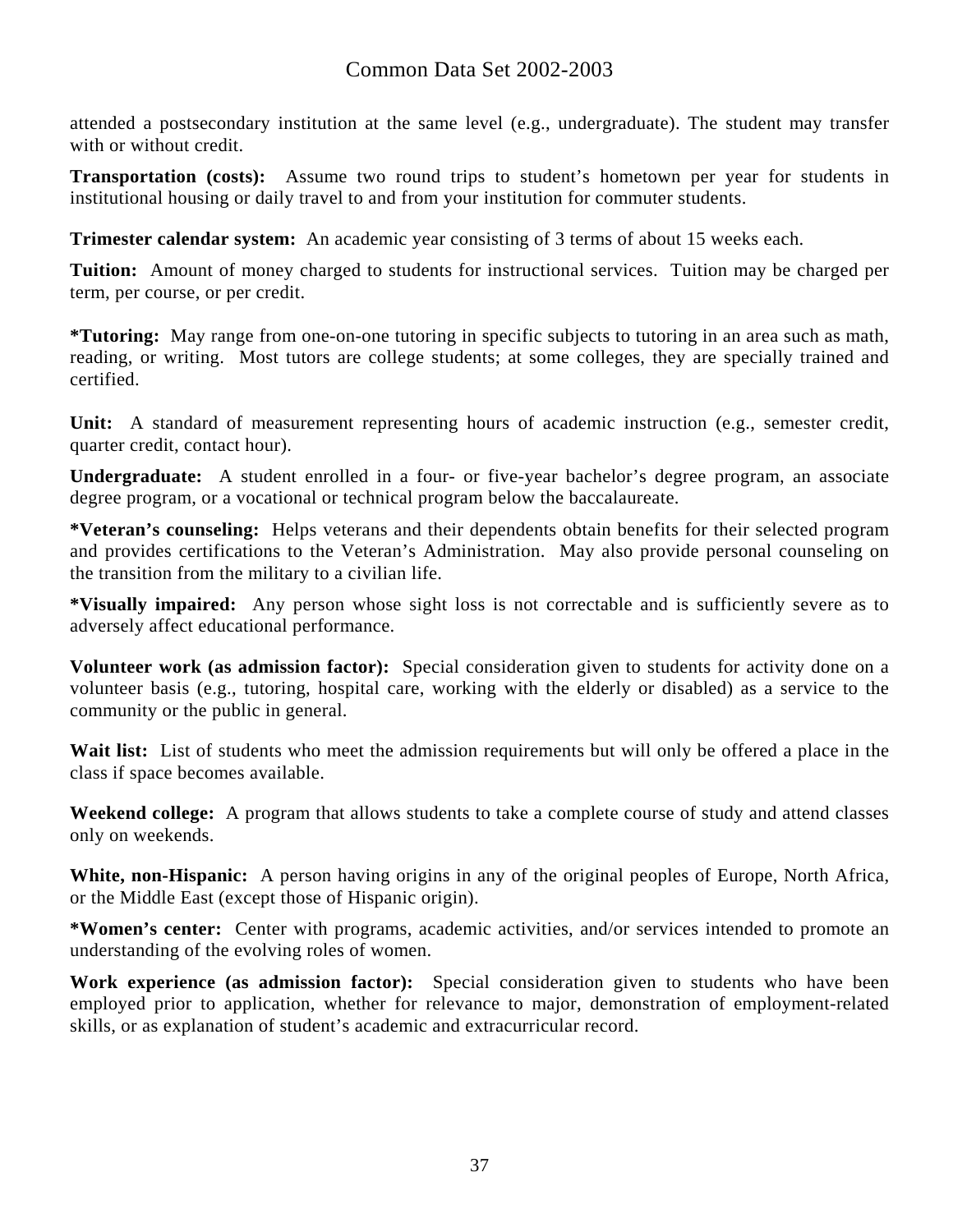attended a postsecondary institution at the same level (e.g., undergraduate). The student may transfer with or without credit.

**Transportation (costs):** Assume two round trips to student's hometown per year for students in institutional housing or daily travel to and from your institution for commuter students.

**Trimester calendar system:** An academic year consisting of 3 terms of about 15 weeks each.

**Tuition:** Amount of money charged to students for instructional services. Tuition may be charged per term, per course, or per credit.

**\*Tutoring:** May range from one-on-one tutoring in specific subjects to tutoring in an area such as math, reading, or writing. Most tutors are college students; at some colleges, they are specially trained and certified.

**Unit:** A standard of measurement representing hours of academic instruction (e.g., semester credit, quarter credit, contact hour).

**Undergraduate:** A student enrolled in a four- or five-year bachelor's degree program, an associate degree program, or a vocational or technical program below the baccalaureate.

**\*Veteran's counseling:** Helps veterans and their dependents obtain benefits for their selected program and provides certifications to the Veteran's Administration. May also provide personal counseling on the transition from the military to a civilian life.

**\*Visually impaired:** Any person whose sight loss is not correctable and is sufficiently severe as to adversely affect educational performance.

**Volunteer work (as admission factor):** Special consideration given to students for activity done on a volunteer basis (e.g., tutoring, hospital care, working with the elderly or disabled) as a service to the community or the public in general.

**Wait list:** List of students who meet the admission requirements but will only be offered a place in the class if space becomes available.

**Weekend college:** A program that allows students to take a complete course of study and attend classes only on weekends.

**White, non-Hispanic:** A person having origins in any of the original peoples of Europe, North Africa, or the Middle East (except those of Hispanic origin).

**\*Women's center:** Center with programs, academic activities, and/or services intended to promote an understanding of the evolving roles of women.

**Work experience (as admission factor):** Special consideration given to students who have been employed prior to application, whether for relevance to major, demonstration of employment-related skills, or as explanation of student's academic and extracurricular record.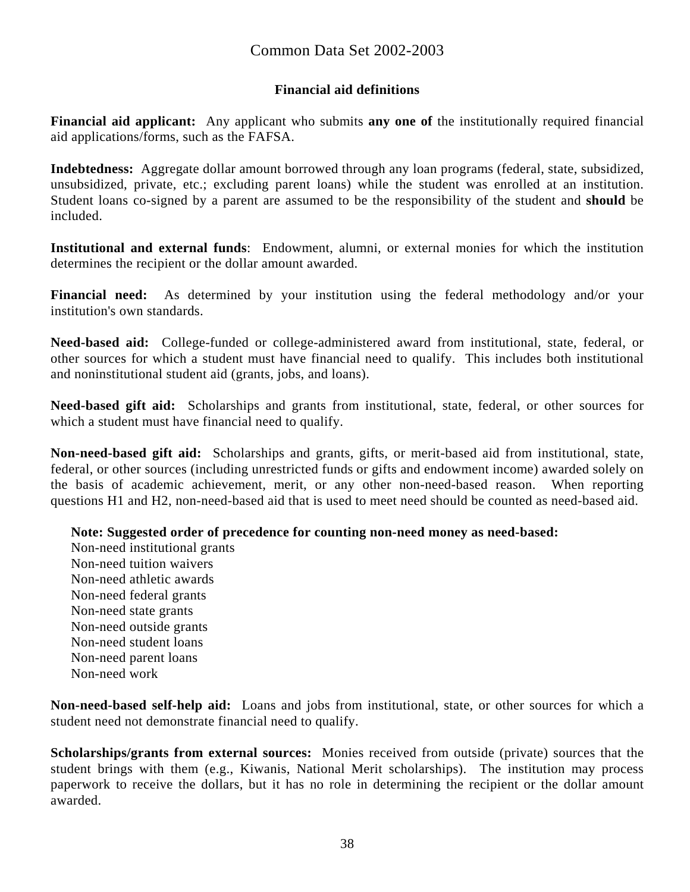# Common Data Set 2002-2003

## Financial aid definitions

**Financial aid applicant:** Any applicant who submits **any one of** the institutionally required financial aid applications/forms, such as the FAFSA.

**Indebtedness:** Aggregate dollar amount borrowed through any loan programs (federal, state, subsidized, unsubsidized, private, etc.; excluding parent loans) while the student was enrolled at an institution. Student loans co-signed by a parent are assumed to be the responsibility of the student and **should** be included.

**Institutional and external funds**: Endowment, alumni, or external monies for which the institution determines the recipient or the dollar amount awarded.

**Financial need:** As determined by your institution using the federal methodology and/or your institution's own standards.

**Need-based aid:** College-funded or college-administered award from institutional, state, federal, or other sources for which a student must have financial need to qualify. This includes both institutional and noninstitutional student aid (grants, jobs, and loans).

**Need-based gift aid:** Scholarships and grants from institutional, state, federal, or other sources for which a student must have financial need to qualify.

**Non-need-based gift aid:** Scholarships and grants, gifts, or merit-based aid from institutional, state, federal, or other sources (including unrestricted funds or gifts and endowment income) awarded solely on the basis of academic achievement, merit, or any other non-need-based reason. When reporting questions H1 and H2, non-need-based aid that is used to meet need should be counted as need-based aid.

**Note: Suggested order of precedence for counting non-need money as need-based:**
Non-need institutional grants
Non-need tuition waivers
Non-need athletic awards
Non-need federal grants
Non-need state grants
Non-need outside grants
Non-need student loans
Non-need parent loans
Non-need work

**Non-need-based self-help aid:** Loans and jobs from institutional, state, or other sources for which a student need not demonstrate financial need to qualify.

**Scholarships/grants from external sources:** Monies received from outside (private) sources that the student brings with them (e.g., Kiwanis, National Merit scholarships). The institution may process paperwork to receive the dollars, but it has no role in determining the recipient or the dollar amount awarded.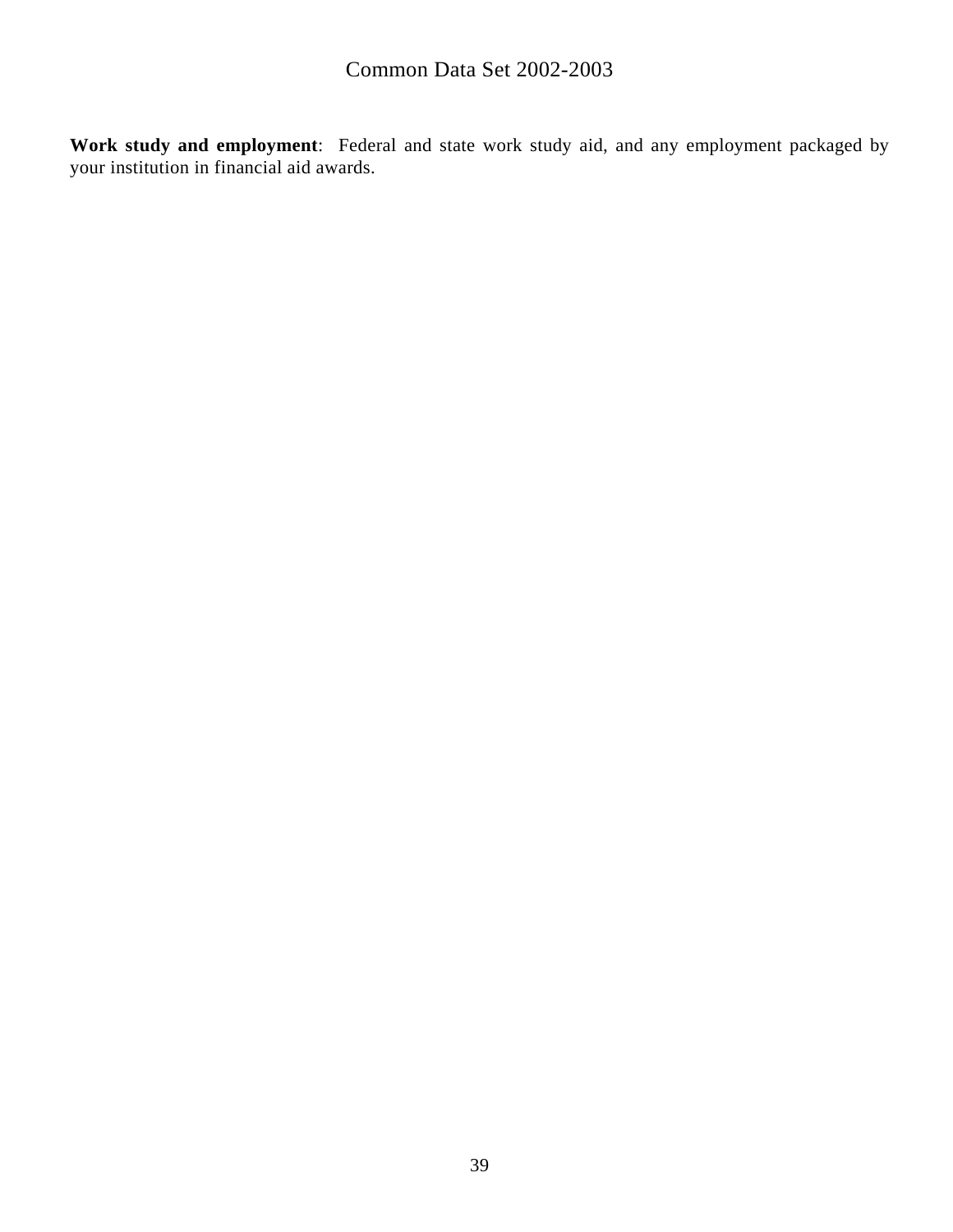**Work study and employment**: Federal and state work study aid, and any employment packaged by your institution in financial aid awards.